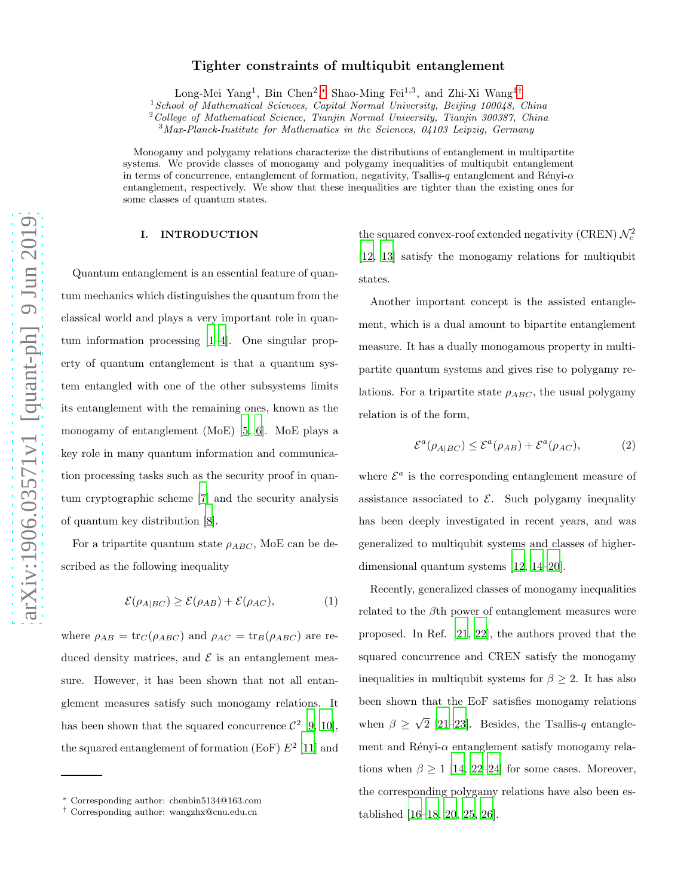# Tighter constraints of multiqubit entanglement

Long-Mei Yang[1], Bin Chen[2,*], Shao-Ming Fei[1,3], and Zhi-Xi Wang[1,†]

[1] *School of Mathematical Sciences, Capital Normal University, Beijing 100048, China*
[2] *College of Mathematical Science, Tianjin Normal University, Tianjin 300387, China*
[3] *Max-Planck-Institute for Mathematics in the Sciences, 04103 Leipzig, Germany*

Monogamy and polygamy relations characterize the distributions of entanglement in multipartite systems. We provide classes of monogamy and polygamy inequalities of multiqubit entanglement in terms of concurrence, entanglement of formation, negativity, Tsallis-$q$ entanglement and Rényi-$\alpha$ entanglement, respectively. We show that these inequalities are tighter than the existing ones for some classes of quantum states.

## I. INTRODUCTION

Quantum entanglement is an essential feature of quantum mechanics which distinguishes the quantum from the classical world and plays a very important role in quantum information processing [1–4]. One singular property of quantum entanglement is that a quantum system entangled with one of the other subsystems limits its entanglement with the remaining ones, known as the monogamy of entanglement (MoE) [5, 6]. MoE plays a key role in many quantum information and communication processing tasks such as the security proof in quantum cryptographic scheme [7] and the security analysis of quantum key distribution [8].

For a tripartite quantum state $\rho_{ABC}$, MoE can be described as the following inequality

$$\mathcal{E}(\rho_{A|BC}) \geq \mathcal{E}(\rho_{AB}) + \mathcal{E}(\rho_{AC}), \tag{1}$$

where $\rho_{AB} = \mathrm{tr}_C(\rho_{ABC})$ and $\rho_{AC} = \mathrm{tr}_B(\rho_{ABC})$ are reduced density matrices, and $\mathcal{E}$ is an entanglement measure. However, it has been shown that not all entanglement measures satisfy such monogamy relations. It has been shown that the squared concurrence $\mathcal{C}^2$ [9, 10], the squared entanglement of formation (EoF) $E^2$ [11] and the squared convex-roof extended negativity (CREN) $\mathcal{N}_c^2$ [12, 13] satisfy the monogamy relations for multiqubit states.

Another important concept is the assisted entanglement, which is a dual amount to bipartite entanglement measure. It has a dually monogamous property in multipartite quantum systems and gives rise to polygamy relations. For a tripartite state $\rho_{ABC}$, the usual polygamy relation is of the form,

$$\mathcal{E}^a(\rho_{A|BC}) \leq \mathcal{E}^a(\rho_{AB}) + \mathcal{E}^a(\rho_{AC}), \tag{2}$$

where $\mathcal{E}^a$ is the corresponding entanglement measure of assistance associated to $\mathcal{E}$. Such polygamy inequality has been deeply investigated in recent years, and was generalized to multiqubit systems and classes of higher-dimensional quantum systems [12, 14–20].

Recently, generalized classes of monogamy inequalities related to the $\beta$th power of entanglement measures were proposed. In Ref. [21, 22], the authors proved that the squared concurrence and CREN satisfy the monogamy inequalities in multiqubit systems for $\beta \geq 2$. It has also been shown that the EoF satisfies monogamy relations when $\beta \geq \sqrt{2}$ [21–23]. Besides, the Tsallis-$q$ entanglement and Rényi-$\alpha$ entanglement satisfy monogamy relations when $\beta \geq 1$ [14, 22–24] for some cases. Moreover, the corresponding polygamy relations have also been established [16–18, 20, 25, 26].

---

* Corresponding author: chenbin5134@163.com
† Corresponding author: wangzhx@cnu.edu.cn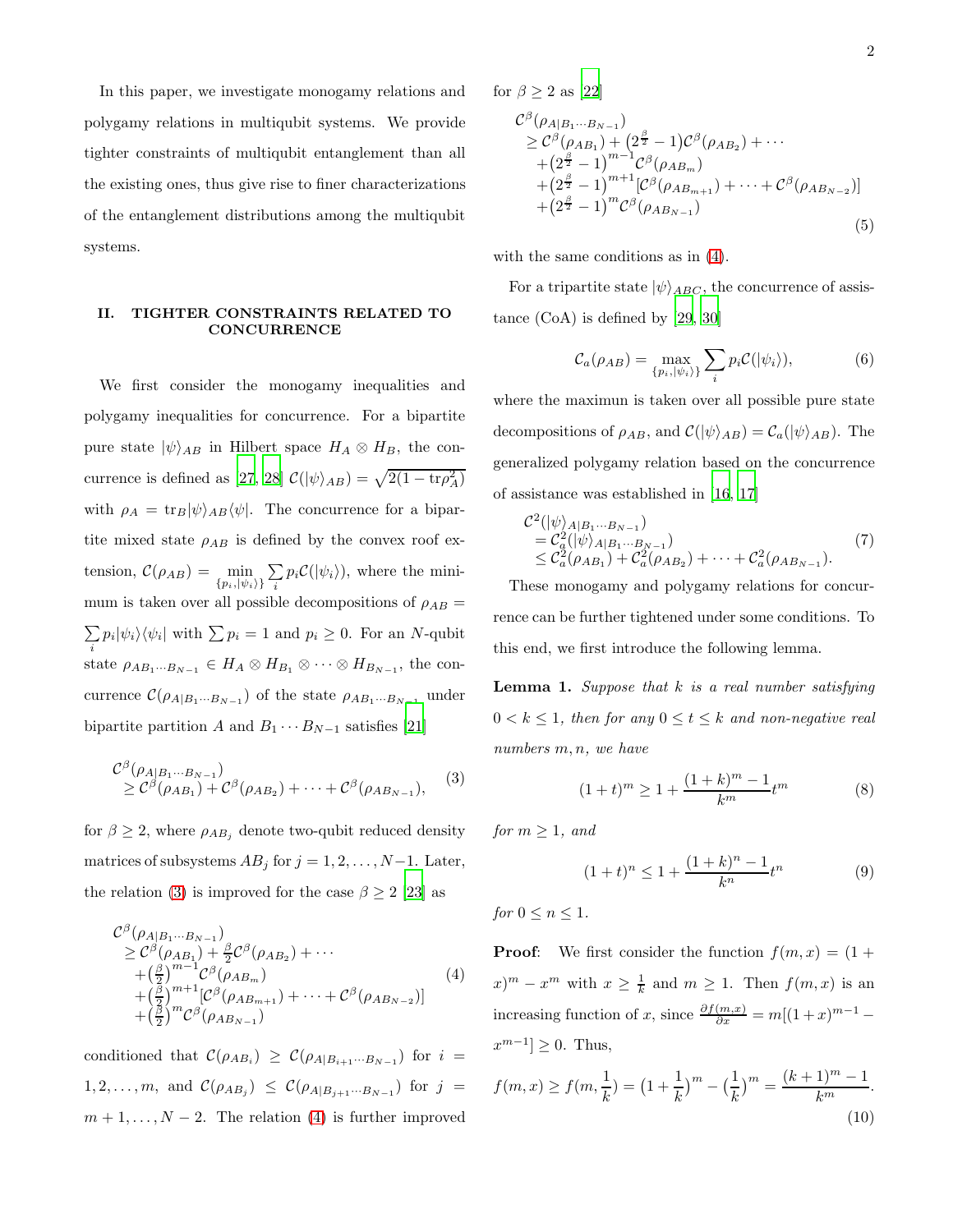In this paper, we investigate monogamy relations and polygamy relations in multiqubit systems. We provide tighter constraints of multiqubit entanglement than all the existing ones, thus give rise to finer characterizations of the entanglement distributions among the multiqubit systems.

## II. TIGHTER CONSTRAINTS RELATED TO CONCURRENCE

We first consider the monogamy inequalities and polygamy inequalities for concurrence. For a bipartite pure state $|\psi\rangle_{AB}$ in Hilbert space $H_A \otimes H_B$, the concurrence is defined as [27, 28] $\mathcal{C}(|\psi\rangle_{AB}) = \sqrt{2(1 - \mathrm{tr}\rho_A^2)}$ with $\rho_A = \mathrm{tr}_B |\psi\rangle_{AB}\langle\psi|$. The concurrence for a bipartite mixed state $\rho_{AB}$ is defined by the convex roof extension, $\mathcal{C}(\rho_{AB}) = \min_{\{p_i, |\psi_i\rangle\}} \sum_i p_i \mathcal{C}(|\psi_i\rangle)$, where the minimum is taken over all possible decompositions of $\rho_{AB} = \sum_i p_i |\psi_i\rangle\langle\psi_i|$ with $\sum p_i = 1$ and $p_i \geq 0$. For an $N$-qubit state $\rho_{AB_1\cdots B_{N-1}} \in H_A \otimes H_{B_1} \otimes \cdots \otimes H_{B_{N-1}}$, the concurrence $\mathcal{C}(\rho_{A|B_1\cdots B_{N-1}})$ of the state $\rho_{AB_1\cdots B_{N-1}}$ under bipartite partition $A$ and $B_1 \cdots B_{N-1}$ satisfies [21]

$$
\begin{aligned}
&\mathcal{C}^\beta(\rho_{A|B_1\cdots B_{N-1}}) \\
&\geq \mathcal{C}^\beta(\rho_{AB_1}) + \mathcal{C}^\beta(\rho_{AB_2}) + \cdots + \mathcal{C}^\beta(\rho_{AB_{N-1}}),
\end{aligned}
\tag{3}
$$

for $\beta \geq 2$, where $\rho_{AB_j}$ denote two-qubit reduced density matrices of subsystems $AB_j$ for $j = 1, 2, \ldots, N-1$. Later, the relation (3) is improved for the case $\beta \geq 2$ [23] as

$$
\begin{aligned}
&\mathcal{C}^\beta(\rho_{A|B_1\cdots B_{N-1}}) \\
&\geq \mathcal{C}^\beta(\rho_{AB_1}) + \tfrac{\beta}{2}\mathcal{C}^\beta(\rho_{AB_2}) + \cdots \\
&\quad + \left(\tfrac{\beta}{2}\right)^{m-1}\mathcal{C}^\beta(\rho_{AB_m}) \\
&\quad + \left(\tfrac{\beta}{2}\right)^{m+1}[\mathcal{C}^\beta(\rho_{AB_{m+1}}) + \cdots + \mathcal{C}^\beta(\rho_{AB_{N-2}})] \\
&\quad + \left(\tfrac{\beta}{2}\right)^{m}\mathcal{C}^\beta(\rho_{AB_{N-1}})
\end{aligned}
\tag{4}
$$

conditioned that $\mathcal{C}(\rho_{AB_i}) \geq \mathcal{C}(\rho_{A|B_{i+1}\cdots B_{N-1}})$ for $i = 1, 2, \ldots, m$, and $\mathcal{C}(\rho_{AB_j}) \leq \mathcal{C}(\rho_{A|B_{j+1}\cdots B_{N-1}})$ for $j = m+1, \ldots, N-2$. The relation (4) is further improved for $\beta \geq 2$ as [22]

$$
\begin{aligned}
&\mathcal{C}^\beta(\rho_{A|B_1\cdots B_{N-1}}) \\
&\geq \mathcal{C}^\beta(\rho_{AB_1}) + \left(2^{\frac{\beta}{2}} - 1\right)\mathcal{C}^\beta(\rho_{AB_2}) + \cdots \\
&\quad + \left(2^{\frac{\beta}{2}} - 1\right)^{m-1}\mathcal{C}^\beta(\rho_{AB_m}) \\
&\quad + \left(2^{\frac{\beta}{2}} - 1\right)^{m+1}[\mathcal{C}^\beta(\rho_{AB_{m+1}}) + \cdots + \mathcal{C}^\beta(\rho_{AB_{N-2}})] \\
&\quad + \left(2^{\frac{\beta}{2}} - 1\right)^{m}\mathcal{C}^\beta(\rho_{AB_{N-1}})
\end{aligned}
\tag{5}
$$

with the same conditions as in (4).

For a tripartite state $|\psi\rangle_{ABC}$, the concurrence of assistance (CoA) is defined by [29, 30]

$$
\mathcal{C}_a(\rho_{AB}) = \max_{\{p_i, |\psi_i\rangle\}} \sum_i p_i \mathcal{C}(|\psi_i\rangle),
\tag{6}
$$

where the maximun is taken over all possible pure state decompositions of $\rho_{AB}$, and $\mathcal{C}(|\psi\rangle_{AB}) = \mathcal{C}_a(|\psi\rangle_{AB})$. The generalized polygamy relation based on the concurrence of assistance was established in [16, 17]

$$
\begin{aligned}
&\mathcal{C}^2(|\psi\rangle_{A|B_1\cdots B_{N-1}}) \\
&= \mathcal{C}_a^2(|\psi\rangle_{A|B_1\cdots B_{N-1}}) \\
&\leq \mathcal{C}_a^2(\rho_{AB_1}) + \mathcal{C}_a^2(\rho_{AB_2}) + \cdots + \mathcal{C}_a^2(\rho_{AB_{N-1}}).
\end{aligned}
\tag{7}
$$

These monogamy and polygamy relations for concurrence can be further tightened under some conditions. To this end, we first introduce the following lemma.

**Lemma 1.** *Suppose that $k$ is a real number satisfying $0 < k \leq 1$, then for any $0 \leq t \leq k$ and non-negative real numbers $m, n$, we have*

$$
(1+t)^m \geq 1 + \frac{(1+k)^m - 1}{k^m} t^m
\tag{8}
$$

*for $m \geq 1$, and*

$$
(1+t)^n \leq 1 + \frac{(1+k)^n - 1}{k^n} t^n
\tag{9}
$$

*for $0 \leq n \leq 1$.*

**Proof**: We first consider the function $f(m, x) = (1+x)^m - x^m$ with $x \geq \frac{1}{k}$ and $m \geq 1$. Then $f(m, x)$ is an increasing function of $x$, since $\frac{\partial f(m,x)}{\partial x} = m[(1+x)^{m-1} - x^{m-1}] \geq 0$. Thus,

$$
f(m, x) \geq f(m, \frac{1}{k}) = \left(1 + \frac{1}{k}\right)^m - \left(\frac{1}{k}\right)^m = \frac{(k+1)^m - 1}{k^m}.
\tag{10}
$$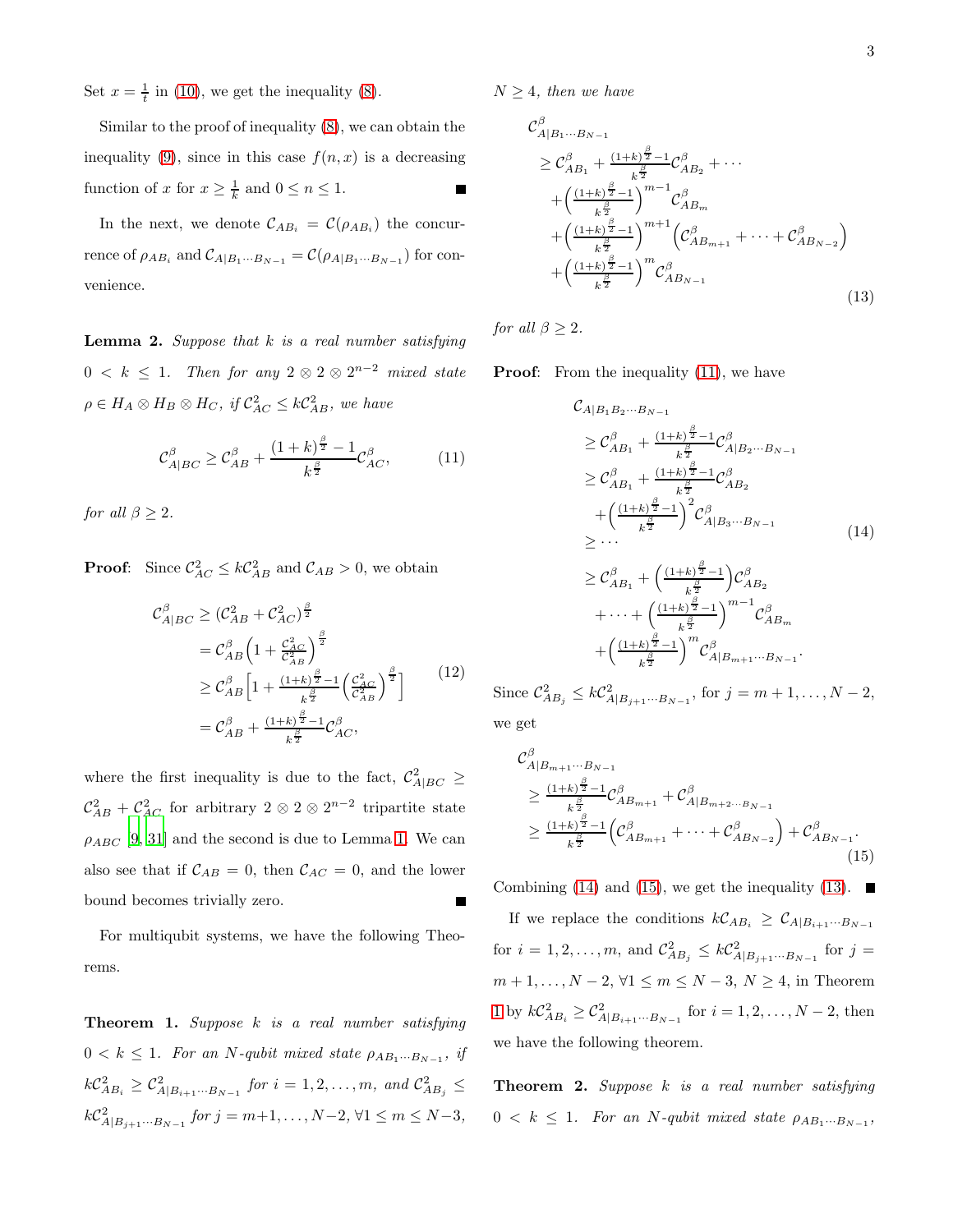Set $x = \frac{1}{t}$ in (10), we get the inequality (8).

Similar to the proof of inequality (8), we can obtain the inequality (9), since in this case $f(n,x)$ is a decreasing function of $x$ for $x \geq \frac{1}{k}$ and $0 \leq n \leq 1$. ∎

In the next, we denote $\mathcal{C}_{AB_i} = \mathcal{C}(\rho_{AB_i})$ the concurrence of $\rho_{AB_i}$ and $\mathcal{C}_{A|B_1\cdots B_{N-1}} = \mathcal{C}(\rho_{A|B_1\cdots B_{N-1}})$ for convenience.

**Lemma 2.** *Suppose that $k$ is a real number satisfying $0 < k \leq 1$. Then for any $2 \otimes 2 \otimes 2^{n-2}$ mixed state $\rho \in H_A \otimes H_B \otimes H_C$, if $\mathcal{C}^2_{AC} \leq k\mathcal{C}^2_{AB}$, we have*

$$\mathcal{C}^\beta_{A|BC} \geq \mathcal{C}^\beta_{AB} + \frac{(1+k)^{\frac{\beta}{2}} - 1}{k^{\frac{\beta}{2}}}\mathcal{C}^\beta_{AC}, \tag{11}$$

*for all $\beta \geq 2$.*

**Proof**: Since $\mathcal{C}^2_{AC} \leq k\mathcal{C}^2_{AB}$ and $\mathcal{C}_{AB} > 0$, we obtain

$$\begin{aligned}
\mathcal{C}^\beta_{A|BC} &\geq (\mathcal{C}^2_{AB} + \mathcal{C}^2_{AC})^{\frac{\beta}{2}} \\
&= \mathcal{C}^\beta_{AB}\Big(1 + \frac{\mathcal{C}^2_{AC}}{\mathcal{C}^2_{AB}}\Big)^{\frac{\beta}{2}} \\
&\geq \mathcal{C}^\beta_{AB}\Big[1 + \frac{(1+k)^{\frac{\beta}{2}}-1}{k^{\frac{\beta}{2}}}\Big(\frac{\mathcal{C}^2_{AC}}{\mathcal{C}^2_{AB}}\Big)^{\frac{\beta}{2}}\Big] \\
&= \mathcal{C}^\beta_{AB} + \frac{(1+k)^{\frac{\beta}{2}}-1}{k^{\frac{\beta}{2}}}\mathcal{C}^\beta_{AC},
\end{aligned} \tag{12}$$

where the first inequality is due to the fact, $\mathcal{C}^2_{A|BC} \geq \mathcal{C}^2_{AB} + \mathcal{C}^2_{AC}$ for arbitrary $2 \otimes 2 \otimes 2^{n-2}$ tripartite state $\rho_{ABC}$ [9, 31] and the second is due to Lemma 1. We can also see that if $\mathcal{C}_{AB} = 0$, then $\mathcal{C}_{AC} = 0$, and the lower bound becomes trivially zero. ∎

For multiqubit systems, we have the following Theorems.

**Theorem 1.** *Suppose $k$ is a real number satisfying $0 < k \leq 1$. For an $N$-qubit mixed state $\rho_{AB_1\cdots B_{N-1}}$, if $k\mathcal{C}^2_{AB_i} \geq \mathcal{C}^2_{A|B_{i+1}\cdots B_{N-1}}$ for $i = 1, 2, \ldots, m$, and $\mathcal{C}^2_{AB_j} \leq k\mathcal{C}^2_{A|B_{j+1}\cdots B_{N-1}}$ for $j = m+1, \ldots, N-2$, $\forall 1 \leq m \leq N-3$, $N \geq 4$, then we have*

$$\begin{aligned}
&\mathcal{C}^\beta_{A|B_1\cdots B_{N-1}} \\
&\geq \mathcal{C}^\beta_{AB_1} + \frac{(1+k)^{\frac{\beta}{2}}-1}{k^{\frac{\beta}{2}}}\mathcal{C}^\beta_{AB_2} + \cdots \\
&\quad + \Big(\frac{(1+k)^{\frac{\beta}{2}}-1}{k^{\frac{\beta}{2}}}\Big)^{m-1}\mathcal{C}^\beta_{AB_m} \\
&\quad + \Big(\frac{(1+k)^{\frac{\beta}{2}}-1}{k^{\frac{\beta}{2}}}\Big)^{m+1}\Big(\mathcal{C}^\beta_{AB_{m+1}} + \cdots + \mathcal{C}^\beta_{AB_{N-2}}\Big) \\
&\quad + \Big(\frac{(1+k)^{\frac{\beta}{2}}-1}{k^{\frac{\beta}{2}}}\Big)^{m}\mathcal{C}^\beta_{AB_{N-1}}
\end{aligned} \tag{13}$$

*for all $\beta \geq 2$.*

**Proof**: From the inequality (11), we have

$$\begin{aligned}
&\mathcal{C}_{A|B_1B_2\cdots B_{N-1}} \\
&\geq \mathcal{C}^\beta_{AB_1} + \frac{(1+k)^{\frac{\beta}{2}}-1}{k^{\frac{\beta}{2}}}\mathcal{C}^\beta_{A|B_2\cdots B_{N-1}} \\
&\geq \mathcal{C}^\beta_{AB_1} + \frac{(1+k)^{\frac{\beta}{2}}-1}{k^{\frac{\beta}{2}}}\mathcal{C}^\beta_{AB_2} \\
&\quad + \Big(\frac{(1+k)^{\frac{\beta}{2}}-1}{k^{\frac{\beta}{2}}}\Big)^2\mathcal{C}^\beta_{A|B_3\cdots B_{N-1}} \\
&\geq \cdots \\
&\geq \mathcal{C}^\beta_{AB_1} + \Big(\frac{(1+k)^{\frac{\beta}{2}}-1}{k^{\frac{\beta}{2}}}\Big)\mathcal{C}^\beta_{AB_2} \\
&\quad + \cdots + \Big(\frac{(1+k)^{\frac{\beta}{2}}-1}{k^{\frac{\beta}{2}}}\Big)^{m-1}\mathcal{C}^\beta_{AB_m} \\
&\quad + \Big(\frac{(1+k)^{\frac{\beta}{2}}-1}{k^{\frac{\beta}{2}}}\Big)^{m}\mathcal{C}^\beta_{A|B_{m+1}\cdots B_{N-1}}.
\end{aligned} \tag{14}$$

Since $\mathcal{C}^2_{AB_j} \leq k\mathcal{C}^2_{A|B_{j+1}\cdots B_{N-1}}$, for $j = m+1, \ldots, N-2$, we get

$$\begin{aligned}
&\mathcal{C}^\beta_{A|B_{m+1}\cdots B_{N-1}} \\
&\geq \frac{(1+k)^{\frac{\beta}{2}}-1}{k^{\frac{\beta}{2}}}\mathcal{C}^\beta_{AB_{m+1}} + \mathcal{C}^\beta_{A|B_{m+2}\cdots B_{N-1}} \\
&\geq \frac{(1+k)^{\frac{\beta}{2}}-1}{k^{\frac{\beta}{2}}}\Big(\mathcal{C}^\beta_{AB_{m+1}} + \cdots + \mathcal{C}^\beta_{AB_{N-2}}\Big) + \mathcal{C}^\beta_{AB_{N-1}}.
\end{aligned} \tag{15}$$

Combining (14) and (15), we get the inequality (13). ∎

If we replace the conditions $k\mathcal{C}_{AB_i} \geq \mathcal{C}_{A|B_{i+1}\cdots B_{N-1}}$ for $i = 1, 2, \ldots, m$, and $\mathcal{C}^2_{AB_j} \leq k\mathcal{C}^2_{A|B_{j+1}\cdots B_{N-1}}$ for $j = m+1, \ldots, N-2$, $\forall 1 \leq m \leq N-3$, $N \geq 4$, in Theorem 1 by $k\mathcal{C}^2_{AB_i} \geq \mathcal{C}^2_{A|B_{i+1}\cdots B_{N-1}}$ for $i = 1, 2, \ldots, N-2$, then we have the following theorem.

**Theorem 2.** *Suppose $k$ is a real number satisfying $0 < k \leq 1$. For an $N$-qubit mixed state $\rho_{AB_1\cdots B_{N-1}}$,*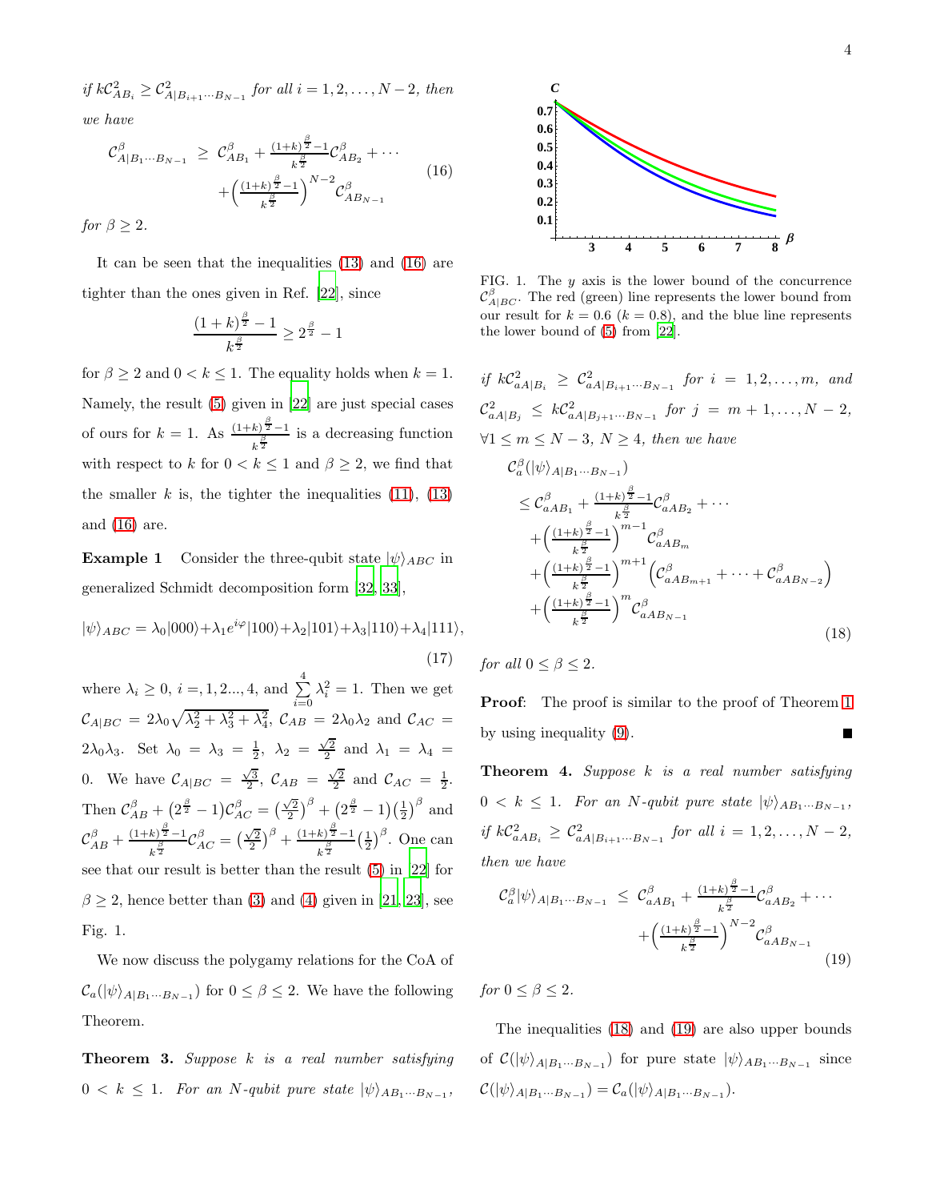*if* $k\mathcal{C}^2_{AB_i} \geq \mathcal{C}^2_{A|B_{i+1}\cdots B_{N-1}}$ *for all* $i = 1, 2, \ldots, N-2$*, then we have*

$$
\begin{aligned}
\mathcal{C}^{\beta}_{A|B_1\cdots B_{N-1}} \ \geq\ & \mathcal{C}^{\beta}_{AB_1} + \tfrac{(1+k)^{\frac{\beta}{2}}-1}{k^{\frac{\beta}{2}}}\mathcal{C}^{\beta}_{AB_2} + \cdots \\
& + \left(\tfrac{(1+k)^{\frac{\beta}{2}}-1}{k^{\frac{\beta}{2}}}\right)^{N-2}\mathcal{C}^{\beta}_{AB_{N-1}}
\end{aligned} \tag{16}
$$

*for* $\beta \geq 2$.

It can be seen that the inequalities (13) and (16) are tighter than the ones given in Ref. [22], since

$$
\frac{(1+k)^{\frac{\beta}{2}}-1}{k^{\frac{\beta}{2}}} \geq 2^{\frac{\beta}{2}} - 1
$$

for $\beta \geq 2$ and $0 < k \leq 1$. The equality holds when $k = 1$. Namely, the result (5) given in [22] are just special cases of ours for $k = 1$. As $\frac{(1+k)^{\frac{\beta}{2}}-1}{k^{\frac{\beta}{2}}}$ is a decreasing function with respect to $k$ for $0 < k \leq 1$ and $\beta \geq 2$, we find that the smaller $k$ is, the tighter the inequalities (11), (13) and (16) are.

**Example 1** Consider the three-qubit state $|\psi\rangle_{ABC}$ in generalized Schmidt decomposition form [32, 33],

$$
|\psi\rangle_{ABC} = \lambda_0|000\rangle + \lambda_1 e^{i\varphi}|100\rangle + \lambda_2|101\rangle + \lambda_3|110\rangle + \lambda_4|111\rangle, \tag{17}
$$

where $\lambda_i \geq 0$, $i =, 1, 2..., 4$, and $\sum_{i=0}^{4}\lambda_i^2 = 1$. Then we get $\mathcal{C}_{A|BC} = 2\lambda_0\sqrt{\lambda_2^2+\lambda_3^2+\lambda_4^2}$, $\mathcal{C}_{AB} = 2\lambda_0\lambda_2$ and $\mathcal{C}_{AC} = 2\lambda_0\lambda_3$. Set $\lambda_0 = \lambda_3 = \frac{1}{2}$, $\lambda_2 = \frac{\sqrt{2}}{2}$ and $\lambda_1 = \lambda_4 = 0$. We have $\mathcal{C}_{A|BC} = \frac{\sqrt{3}}{2}$, $\mathcal{C}_{AB} = \frac{\sqrt{2}}{2}$ and $\mathcal{C}_{AC} = \frac{1}{2}$. Then $\mathcal{C}^{\beta}_{AB} + \left(2^{\frac{\beta}{2}}-1\right)\mathcal{C}^{\beta}_{AC} = \left(\frac{\sqrt{2}}{2}\right)^{\beta} + \left(2^{\frac{\beta}{2}}-1\right)\left(\frac{1}{2}\right)^{\beta}$ and $\mathcal{C}^{\beta}_{AB} + \frac{(1+k)^{\frac{\beta}{2}}-1}{k^{\frac{\beta}{2}}}\mathcal{C}^{\beta}_{AC} = \left(\frac{\sqrt{2}}{2}\right)^{\beta} + \frac{(1+k)^{\frac{\beta}{2}}-1}{k^{\frac{\beta}{2}}}\left(\frac{1}{2}\right)^{\beta}$. One can see that our result is better than the result (5) in [22] for $\beta \geq 2$, hence better than (3) and (4) given in [21, 23], see Fig. 1.

C
0.7
0.6
0.5
0.4
0.3
0.2
0.1
3 4 5 6 7 8 β

FIG. 1. The $y$ axis is the lower bound of the concurrence $\mathcal{C}^{\beta}_{A|BC}$. The red (green) line represents the lower bound from our result for $k = 0.6$ ($k = 0.8$), and the blue line represents the lower bound of (5) from [22].

We now discuss the polygamy relations for the CoA of $\mathcal{C}_a(|\psi\rangle_{A|B_1\cdots B_{N-1}})$ for $0 \leq \beta \leq 2$. We have the following Theorem.

**Theorem 3.** *Suppose* $k$ *is a real number satisfying* $0 < k \leq 1$*. For an* $N$*-qubit pure state* $|\psi\rangle_{AB_1\cdots B_{N-1}}$*, if* $k\mathcal{C}^2_{aA|B_i} \geq \mathcal{C}^2_{aA|B_{i+1}\cdots B_{N-1}}$ *for* $i = 1, 2, \ldots, m$*, and* $\mathcal{C}^2_{aA|B_j} \leq k\mathcal{C}^2_{aA|B_{j+1}\cdots B_{N-1}}$ *for* $j = m+1, \ldots, N-2$*,* $\forall 1 \leq m \leq N-3$*,* $N \geq 4$*, then we have*

$$
\begin{aligned}
&\mathcal{C}^{\beta}_a(|\psi\rangle_{A|B_1\cdots B_{N-1}}) \\
&\leq \mathcal{C}^{\beta}_{aAB_1} + \tfrac{(1+k)^{\frac{\beta}{2}}-1}{k^{\frac{\beta}{2}}}\mathcal{C}^{\beta}_{aAB_2} + \cdots \\
&\quad + \left(\tfrac{(1+k)^{\frac{\beta}{2}}-1}{k^{\frac{\beta}{2}}}\right)^{m-1}\mathcal{C}^{\beta}_{aAB_m} \\
&\quad + \left(\tfrac{(1+k)^{\frac{\beta}{2}}-1}{k^{\frac{\beta}{2}}}\right)^{m+1}\left(\mathcal{C}^{\beta}_{aAB_{m+1}} + \cdots + \mathcal{C}^{\beta}_{aAB_{N-2}}\right) \\
&\quad + \left(\tfrac{(1+k)^{\frac{\beta}{2}}-1}{k^{\frac{\beta}{2}}}\right)^{m}\mathcal{C}^{\beta}_{aAB_{N-1}}
\end{aligned} \tag{18}
$$

*for all* $0 \leq \beta \leq 2$.

**Proof**: The proof is similar to the proof of Theorem 1 by using inequality (9). ■

**Theorem 4.** *Suppose* $k$ *is a real number satisfying* $0 < k \leq 1$*. For an* $N$*-qubit pure state* $|\psi\rangle_{AB_1\cdots B_{N-1}}$*, if* $k\mathcal{C}^2_{aAB_i} \geq \mathcal{C}^2_{aA|B_{i+1}\cdots B_{N-1}}$ *for all* $i = 1, 2, \ldots, N-2$*, then we have*

$$
\begin{aligned}
\mathcal{C}^{\beta}_a|\psi\rangle_{A|B_1\cdots B_{N-1}} \ \leq\ & \mathcal{C}^{\beta}_{aAB_1} + \tfrac{(1+k)^{\frac{\beta}{2}}-1}{k^{\frac{\beta}{2}}}\mathcal{C}^{\beta}_{aAB_2} + \cdots \\
& + \left(\tfrac{(1+k)^{\frac{\beta}{2}}-1}{k^{\frac{\beta}{2}}}\right)^{N-2}\mathcal{C}^{\beta}_{aAB_{N-1}}
\end{aligned} \tag{19}
$$

*for* $0 \leq \beta \leq 2$.

The inequalities (18) and (19) are also upper bounds of $\mathcal{C}(|\psi\rangle_{A|B_1\cdots B_{N-1}})$ for pure state $|\psi\rangle_{AB_1\cdots B_{N-1}}$ since $\mathcal{C}(|\psi\rangle_{A|B_1\cdots B_{N-1}}) = \mathcal{C}_a(|\psi\rangle_{A|B_1\cdots B_{N-1}})$.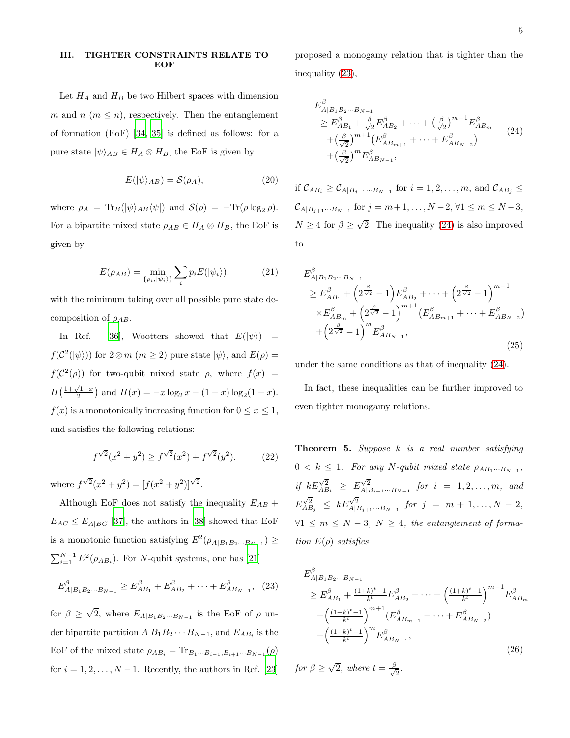## III. TIGHTER CONSTRAINTS RELATE TO EOF

Let $H_A$ and $H_B$ be two Hilbert spaces with dimension $m$ and $n$ ($m \leq n$), respectively. Then the entanglement of formation (EoF) [34, 35] is defined as follows: for a pure state $|\psi\rangle_{AB} \in H_A \otimes H_B$, the EoF is given by

$$E(|\psi\rangle_{AB}) = \mathcal{S}(\rho_A), \tag{20}$$

where $\rho_A = \mathrm{Tr}_B(|\psi\rangle_{AB}\langle\psi|)$ and $\mathcal{S}(\rho) = -\mathrm{Tr}(\rho \log_2 \rho)$. For a bipartite mixed state $\rho_{AB} \in H_A \otimes H_B$, the EoF is given by

$$E(\rho_{AB}) = \min_{\{p_i, |\psi_i\rangle\}} \sum_i p_i E(|\psi_i\rangle), \tag{21}$$

with the minimum taking over all possible pure state decomposition of $\rho_{AB}$.

In Ref. [36], Wootters showed that $E(|\psi\rangle) = f(\mathcal{C}^2(|\psi\rangle))$ for $2 \otimes m$ ($m \geq 2$) pure state $|\psi\rangle$, and $E(\rho) = f(\mathcal{C}^2(\rho))$ for two-qubit mixed state $\rho$, where $f(x) = H\left(\frac{1+\sqrt{1-x}}{2}\right)$ and $H(x) = -x\log_2 x - (1-x)\log_2(1-x)$. $f(x)$ is a monotonically increasing function for $0 \leq x \leq 1$, and satisfies the following relations:

$$f^{\sqrt{2}}(x^2+y^2) \geq f^{\sqrt{2}}(x^2) + f^{\sqrt{2}}(y^2), \tag{22}$$

where $f^{\sqrt{2}}(x^2+y^2) = [f(x^2+y^2)]^{\sqrt{2}}$.

Although EoF does not satisfy the inequality $E_{AB} + E_{AC} \leq E_{A|BC}$ [37], the authors in [38] showed that EoF is a monotonic function satisfying $E^2(\rho_{A|B_1B_2\cdots B_{N-1}}) \geq \sum_{i=1}^{N-1} E^2(\rho_{AB_i})$. For $N$-qubit systems, one has [21]

$$E^{\beta}_{A|B_1B_2\cdots B_{N-1}} \geq E^{\beta}_{AB_1} + E^{\beta}_{AB_2} + \cdots + E^{\beta}_{AB_{N-1}}, \tag{23}$$

for $\beta \geq \sqrt{2}$, where $E_{A|B_1B_2\cdots B_{N-1}}$ is the EoF of $\rho$ under bipartite partition $A|B_1B_2\cdots B_{N-1}$, and $E_{AB_i}$ is the EoF of the mixed state $\rho_{AB_i} = \mathrm{Tr}_{B_1\cdots B_{i-1},B_{i+1}\cdots B_{N-1}}(\rho)$ for $i = 1, 2, \ldots, N-1$. Recently, the authors in Ref. [23] proposed a monogamy relation that is tighter than the inequality (23),

$$\begin{aligned}
&E^{\beta}_{A|B_1B_2\cdots B_{N-1}} \\
&\geq E^{\beta}_{AB_1} + \tfrac{\beta}{\sqrt{2}}E^{\beta}_{AB_2} + \cdots + \left(\tfrac{\beta}{\sqrt{2}}\right)^{m-1}E^{\beta}_{AB_m} \\
&+ \left(\tfrac{\beta}{\sqrt{2}}\right)^{m+1}\left(E^{\beta}_{AB_{m+1}} + \cdots + E^{\beta}_{AB_{N-2}}\right) \\
&+ \left(\tfrac{\beta}{\sqrt{2}}\right)^{m}E^{\beta}_{AB_{N-1}},
\end{aligned} \tag{24}$$

if $\mathcal{C}_{AB_i} \geq \mathcal{C}_{A|B_{j+1}\cdots B_{N-1}}$ for $i = 1, 2, \ldots, m$, and $\mathcal{C}_{AB_j} \leq \mathcal{C}_{A|B_{j+1}\cdots B_{N-1}}$ for $j = m+1, \ldots, N-2$, $\forall 1 \leq m \leq N-3$, $N \geq 4$ for $\beta \geq \sqrt{2}$. The inequality (24) is also improved to

$$\begin{aligned}
&E^{\beta}_{A|B_1B_2\cdots B_{N-1}} \\
&\geq E^{\beta}_{AB_1} + \left(2^{\frac{\beta}{\sqrt{2}}}-1\right)E^{\beta}_{AB_2} + \cdots + \left(2^{\frac{\beta}{\sqrt{2}}}-1\right)^{m-1} \\
&\times E^{\beta}_{AB_m} + \left(2^{\frac{\beta}{\sqrt{2}}}-1\right)^{m+1}\left(E^{\beta}_{AB_{m+1}} + \cdots + E^{\beta}_{AB_{N-2}}\right) \\
&+ \left(2^{\frac{\beta}{\sqrt{2}}}-1\right)^{m}E^{\beta}_{AB_{N-1}},
\end{aligned} \tag{25}$$

under the same conditions as that of inequality (24).

In fact, these inequalities can be further improved to even tighter monogamy relations.

**Theorem 5.** *Suppose $k$ is a real number satisfying $0 < k \leq 1$. For any $N$-qubit mixed state $\rho_{AB_1\cdots B_{N-1}}$, if $kE^{\sqrt{2}}_{AB_i} \geq E^{\sqrt{2}}_{A|B_{i+1}\cdots B_{N-1}}$ for $i = 1, 2, \ldots, m$, and $E^{\sqrt{2}}_{AB_j} \leq kE^{\sqrt{2}}_{A|B_{j+1}\cdots B_{N-1}}$ for $j = m+1, \ldots, N-2$, $\forall 1 \leq m \leq N-3$, $N \geq 4$, the entanglement of formation $E(\rho)$ satisfies*

$$\begin{aligned}
&E^{\beta}_{A|B_1B_2\cdots B_{N-1}} \\
&\geq E^{\beta}_{AB_1} + \tfrac{(1+k)^t-1}{k^t}E^{\beta}_{AB_2} + \cdots + \left(\tfrac{(1+k)^t-1}{k^t}\right)^{m-1}E^{\beta}_{AB_m} \\
&+ \left(\tfrac{(1+k)^t-1}{k^t}\right)^{m+1}\left(E^{\beta}_{AB_{m+1}} + \cdots + E^{\beta}_{AB_{N-2}}\right) \\
&+ \left(\tfrac{(1+k)^t-1}{k^t}\right)^{m}E^{\beta}_{AB_{N-1}},
\end{aligned} \tag{26}$$

*for $\beta \geq \sqrt{2}$, where $t = \frac{\beta}{\sqrt{2}}$.*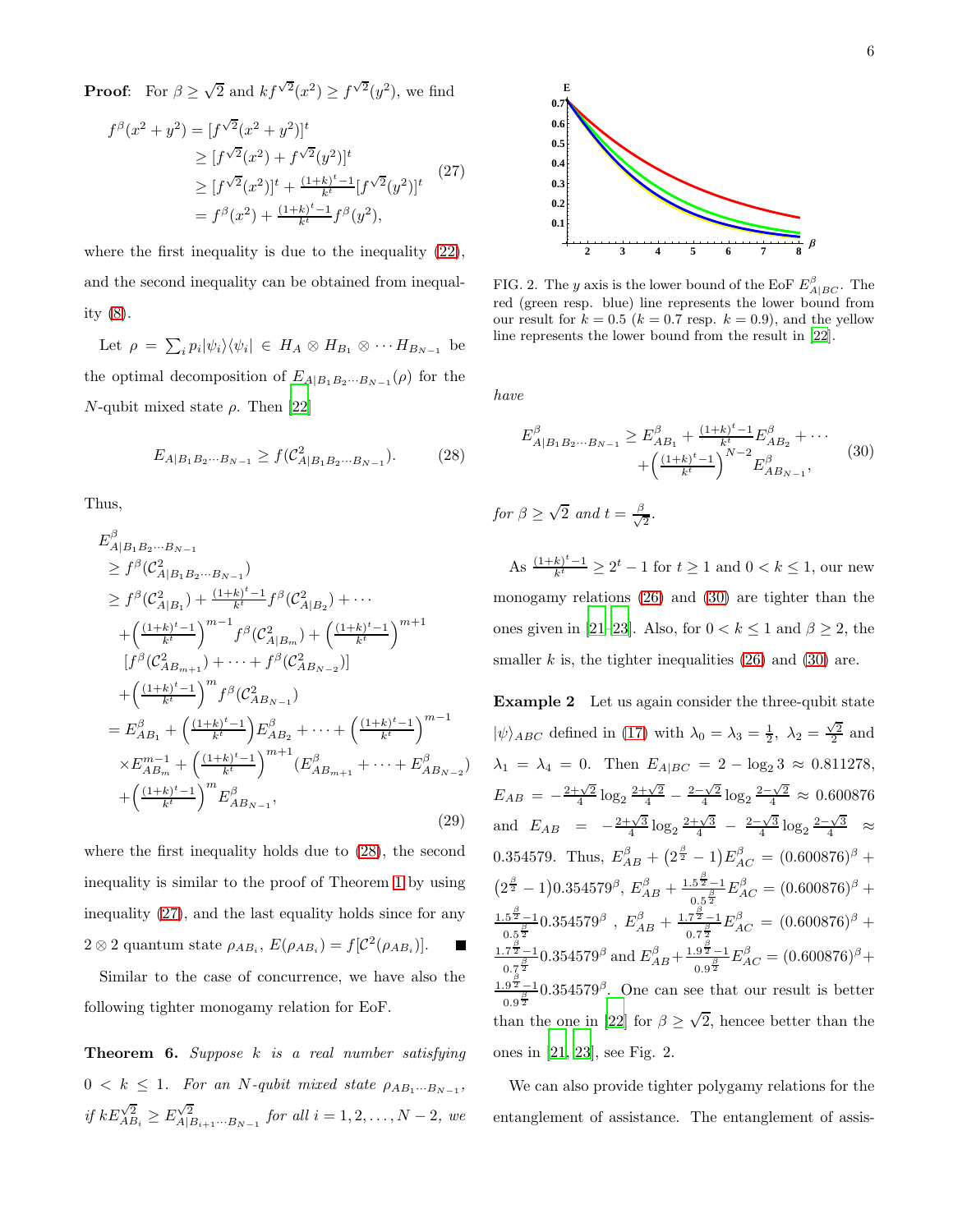**Proof**: For $\beta \geq \sqrt{2}$ and $kf^{\sqrt{2}}(x^2) \geq f^{\sqrt{2}}(y^2)$, we find

$$
\begin{aligned}
f^{\beta}(x^2+y^2) &= [f^{\sqrt{2}}(x^2+y^2)]^t \\
&\geq [f^{\sqrt{2}}(x^2)+f^{\sqrt{2}}(y^2)]^t \\
&\geq [f^{\sqrt{2}}(x^2)]^t + \tfrac{(1+k)^t-1}{k^t}[f^{\sqrt{2}}(y^2)]^t \\
&= f^{\beta}(x^2) + \tfrac{(1+k)^t-1}{k^t} f^{\beta}(y^2),
\end{aligned}
\tag{27}
$$

where the first inequality is due to the inequality (22), and the second inequality can be obtained from inequality (8).

Let $\rho = \sum_i p_i |\psi_i\rangle\langle\psi_i| \in H_A \otimes H_{B_1} \otimes \cdots H_{B_{N-1}}$ be the optimal decomposition of $E_{A|B_1B_2\cdots B_{N-1}}(\rho)$ for the $N$-qubit mixed state $\rho$. Then [22]

$$
E_{A|B_1B_2\cdots B_{N-1}} \geq f(\mathcal{C}^2_{A|B_1B_2\cdots B_{N-1}}). \tag{28}
$$

Thus,

$$
\begin{aligned}
&E^{\beta}_{A|B_1B_2\cdots B_{N-1}} \\
&\geq f^{\beta}(\mathcal{C}^2_{A|B_1B_2\cdots B_{N-1}}) \\
&\geq f^{\beta}(\mathcal{C}^2_{A|B_1}) + \tfrac{(1+k)^t-1}{k^t} f^{\beta}(\mathcal{C}^2_{A|B_2}) + \cdots \\
&\quad + \left(\tfrac{(1+k)^t-1}{k^t}\right)^{m-1} f^{\beta}(\mathcal{C}^2_{A|B_m}) + \left(\tfrac{(1+k)^t-1}{k^t}\right)^{m+1} \\
&\quad [f^{\beta}(\mathcal{C}^2_{AB_{m+1}}) + \cdots + f^{\beta}(\mathcal{C}^2_{AB_{N-2}})] \\
&\quad + \left(\tfrac{(1+k)^t-1}{k^t}\right)^{m} f^{\beta}(\mathcal{C}^2_{AB_{N-1}}) \\
&= E^{\beta}_{AB_1} + \left(\tfrac{(1+k)^t-1}{k^t}\right) E^{\beta}_{AB_2} + \cdots + \left(\tfrac{(1+k)^t-1}{k^t}\right)^{m-1} \\
&\quad \times E^{m-1}_{AB_m} + \left(\tfrac{(1+k)^t-1}{k^t}\right)^{m+1} (E^{\beta}_{AB_{m+1}} + \cdots + E^{\beta}_{AB_{N-2}}) \\
&\quad + \left(\tfrac{(1+k)^t-1}{k^t}\right)^{m} E^{\beta}_{AB_{N-1}},
\end{aligned}
\tag{29}
$$

where the first inequality holds due to (28), the second inequality is similar to the proof of Theorem 1 by using inequality (27), and the last equality holds since for any $2 \otimes 2$ quantum state $\rho_{AB_i}$, $E(\rho_{AB_i}) = f[\mathcal{C}^2(\rho_{AB_i})]$. ∎

Similar to the case of concurrence, we have also the following tighter monogamy relation for EoF.

**Theorem 6.** *Suppose $k$ is a real number satisfying $0 < k \leq 1$. For an $N$-qubit mixed state $\rho_{AB_1\cdots B_{N-1}}$, if $kE^{\sqrt{2}}_{AB_i} \geq E^{\sqrt{2}}_{A|B_{i+1}\cdots B_{N-1}}$ for all $i = 1, 2, \ldots, N-2$, we have*

$$
\begin{aligned}
E^{\beta}_{A|B_1B_2\cdots B_{N-1}} \geq\ & E^{\beta}_{AB_1} + \tfrac{(1+k)^t-1}{k^t} E^{\beta}_{AB_2} + \cdots \\
&+ \left(\tfrac{(1+k)^t-1}{k^t}\right)^{N-2} E^{\beta}_{AB_{N-1}},
\end{aligned}
\tag{30}
$$

*for $\beta \geq \sqrt{2}$ and $t = \frac{\beta}{\sqrt{2}}$.*

E

0.7
0.6
0.5
0.4
0.3
0.2
0.1

2 3 4 5 6 7 8 β

FIG. 2. The $y$ axis is the lower bound of the EoF $E^{\beta}_{A|BC}$. The red (green resp. blue) line represents the lower bound from our result for $k = 0.5$ ($k = 0.7$ resp. $k = 0.9$), and the yellow line represents the lower bound from the result in [22].

As $\frac{(1+k)^t-1}{k^t} \geq 2^t - 1$ for $t \geq 1$ and $0 < k \leq 1$, our new monogamy relations (26) and (30) are tighter than the ones given in [21–23]. Also, for $0 < k \leq 1$ and $\beta \geq 2$, the smaller $k$ is, the tighter inequalities (26) and (30) are.

**Example 2** Let us again consider the three-qubit state $|\psi\rangle_{ABC}$ defined in (17) with $\lambda_0 = \lambda_3 = \frac{1}{2}$, $\lambda_2 = \frac{\sqrt{2}}{2}$ and $\lambda_1 = \lambda_4 = 0$. Then $E_{A|BC} = 2 - \log_2 3 \approx 0.811278$, $E_{AB} = -\frac{2+\sqrt{2}}{4}\log_2\frac{2+\sqrt{2}}{4} - \frac{2-\sqrt{2}}{4}\log_2\frac{2-\sqrt{2}}{4} \approx 0.600876$ and $E_{AB} = -\frac{2+\sqrt{3}}{4}\log_2\frac{2+\sqrt{3}}{4} - \frac{2-\sqrt{3}}{4}\log_2\frac{2-\sqrt{3}}{4} \approx 0.354579$. Thus, $E^{\beta}_{AB} + (2^{\frac{\beta}{2}} - 1)E^{\beta}_{AC} = (0.600876)^{\beta} + (2^{\frac{\beta}{2}} - 1)0.354579^{\beta}$, $E^{\beta}_{AB} + \frac{1.5^{\frac{\beta}{2}}-1}{0.5^{\frac{\beta}{2}}}E^{\beta}_{AC} = (0.600876)^{\beta} + \frac{1.5^{\frac{\beta}{2}}-1}{0.5^{\frac{\beta}{2}}}0.354579^{\beta}$ , $E^{\beta}_{AB} + \frac{1.7^{\frac{\beta}{2}}-1}{0.7^{\frac{\beta}{2}}}E^{\beta}_{AC} = (0.600876)^{\beta} + \frac{1.7^{\frac{\beta}{2}}-1}{0.7^{\frac{\beta}{2}}}0.354579^{\beta}$ and $E^{\beta}_{AB} + \frac{1.9^{\frac{\beta}{2}}-1}{0.9^{\frac{\beta}{2}}}E^{\beta}_{AC} = (0.600876)^{\beta} + \frac{1.9^{\frac{\beta}{2}}-1}{0.9^{\frac{\beta}{2}}}0.354579^{\beta}$. One can see that our result is better than the one in [22] for $\beta \geq \sqrt{2}$, hencee better than the ones in [21, 23], see Fig. 2.

We can also provide tighter polygamy relations for the entanglement of assistance. The entanglement of assis-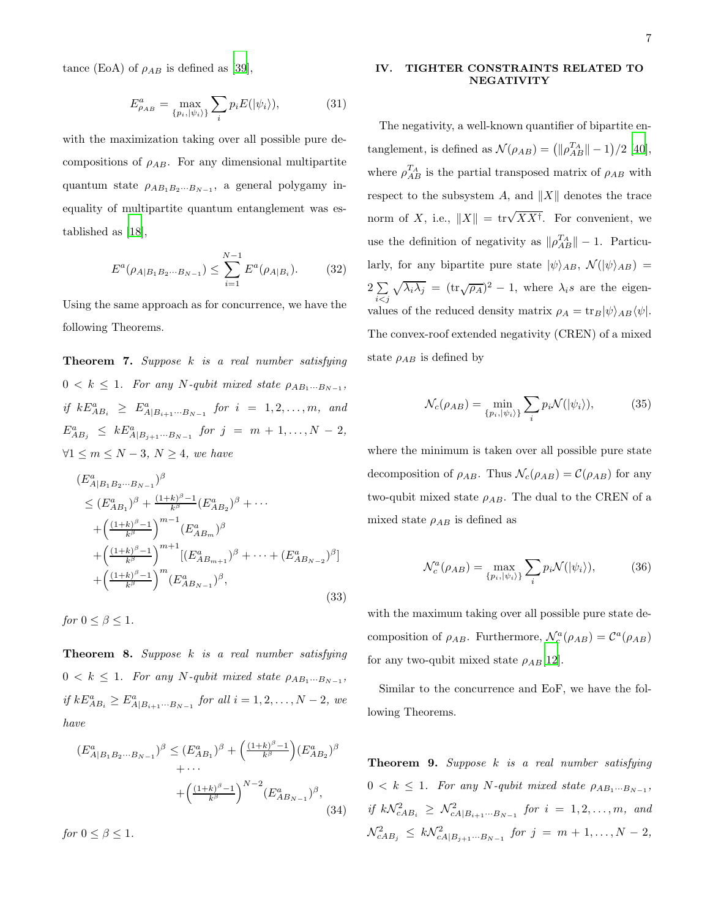tance (EoA) of $\rho_{AB}$ is defined as [39],

$$E^a_{\rho_{AB}} = \max_{\{p_i,|\psi_i\rangle\}} \sum_i p_i E(|\psi_i\rangle), \tag{31}$$

with the maximization taking over all possible pure decompositions of $\rho_{AB}$. For any dimensional multipartite quantum state $\rho_{AB_1B_2\cdots B_{N-1}}$, a general polygamy inequality of multipartite quantum entanglement was established as [18],

$$E^a(\rho_{A|B_1B_2\cdots B_{N-1}}) \leq \sum_{i=1}^{N-1} E^a(\rho_{A|B_i}). \tag{32}$$

Using the same approach as for concurrence, we have the following Theorems.

**Theorem 7.** *Suppose $k$ is a real number satisfying $0 < k \leq 1$. For any $N$-qubit mixed state $\rho_{AB_1\cdots B_{N-1}}$, if $kE^a_{AB_i} \geq E^a_{A|B_{i+1}\cdots B_{N-1}}$ for $i = 1, 2, \ldots, m$, and $E^a_{AB_j} \leq kE^a_{A|B_{j+1}\cdots B_{N-1}}$ for $j = m+1, \ldots, N-2$, $\forall 1 \leq m \leq N-3$, $N \geq 4$, we have*

$$\begin{aligned}
&(E^a_{A|B_1B_2\cdots B_{N-1}})^\beta \\
&\quad \leq (E^a_{AB_1})^\beta + \tfrac{(1+k)^\beta-1}{k^\beta}(E^a_{AB_2})^\beta + \cdots \\
&\quad + \left(\tfrac{(1+k)^\beta-1}{k^\beta}\right)^{m-1}(E^a_{AB_m})^\beta \\
&\quad + \left(\tfrac{(1+k)^\beta-1}{k^\beta}\right)^{m+1}[(E^a_{AB_{m+1}})^\beta + \cdots + (E^a_{AB_{N-2}})^\beta] \\
&\quad + \left(\tfrac{(1+k)^\beta-1}{k^\beta}\right)^{m}(E^a_{AB_{N-1}})^\beta,
\end{aligned} \tag{33}$$

*for $0 \leq \beta \leq 1$.*

**Theorem 8.** *Suppose $k$ is a real number satisfying $0 < k \leq 1$. For any $N$-qubit mixed state $\rho_{AB_1\cdots B_{N-1}}$, if $kE^a_{AB_i} \geq E^a_{A|B_{i+1}\cdots B_{N-1}}$ for all $i = 1, 2, \ldots, N-2$, we have*

$$\begin{aligned}
(E^a_{A|B_1B_2\cdots B_{N-1}})^\beta \leq{}& (E^a_{AB_1})^\beta + \left(\tfrac{(1+k)^\beta-1}{k^\beta}\right)(E^a_{AB_2})^\beta \\
&+ \cdots \\
&+ \left(\tfrac{(1+k)^\beta-1}{k^\beta}\right)^{N-2}(E^a_{AB_{N-1}})^\beta,
\end{aligned} \tag{34}$$

*for $0 \leq \beta \leq 1$.*

## IV. TIGHTER CONSTRAINTS RELATED TO NEGATIVITY

The negativity, a well-known quantifier of bipartite entanglement, is defined as $\mathcal{N}(\rho_{AB}) = (\|\rho_{AB}^{T_A}\| - 1)/2$ [40], where $\rho_{AB}^{T_A}$ is the partial transposed matrix of $\rho_{AB}$ with respect to the subsystem $A$, and $\|X\|$ denotes the trace norm of $X$, i.e., $\|X\| = \mathrm{tr}\sqrt{XX^\dagger}$. For convenient, we use the definition of negativity as $\|\rho_{AB}^{T_A}\| - 1$. Particularly, for any bipartite pure state $|\psi\rangle_{AB}$, $\mathcal{N}(|\psi\rangle_{AB}) = 2\sum_{i<j}\sqrt{\lambda_i\lambda_j} = (\mathrm{tr}\sqrt{\rho_A})^2 - 1$, where $\lambda_i s$ are the eigenvalues of the reduced density matrix $\rho_A = \mathrm{tr}_B|\psi\rangle_{AB}\langle\psi|$. The convex-roof extended negativity (CREN) of a mixed state $\rho_{AB}$ is defined by

$$\mathcal{N}_c(\rho_{AB}) = \min_{\{p_i,|\psi_i\rangle\}} \sum_i p_i \mathcal{N}(|\psi_i\rangle), \tag{35}$$

where the minimum is taken over all possible pure state decomposition of $\rho_{AB}$. Thus $\mathcal{N}_c(\rho_{AB}) = \mathcal{C}(\rho_{AB})$ for any two-qubit mixed state $\rho_{AB}$. The dual to the CREN of a mixed state $\rho_{AB}$ is defined as

$$\mathcal{N}_c^a(\rho_{AB}) = \max_{\{p_i,|\psi_i\rangle\}} \sum_i p_i \mathcal{N}(|\psi_i\rangle), \tag{36}$$

with the maximum taking over all possible pure state decomposition of $\rho_{AB}$. Furthermore, $\mathcal{N}_c^a(\rho_{AB}) = \mathcal{C}^a(\rho_{AB})$ for any two-qubit mixed state $\rho_{AB}$ [12].

Similar to the concurrence and EoF, we have the following Theorems.

**Theorem 9.** *Suppose $k$ is a real number satisfying $0 < k \leq 1$. For any $N$-qubit mixed state $\rho_{AB_1\cdots B_{N-1}}$, if $k\mathcal{N}^2_{cAB_i} \geq \mathcal{N}^2_{cA|B_{i+1}\cdots B_{N-1}}$ for $i = 1, 2, \ldots, m$, and $\mathcal{N}^2_{cAB_j} \leq k\mathcal{N}^2_{cA|B_{j+1}\cdots B_{N-1}}$ for $j = m+1, \ldots, N-2$,*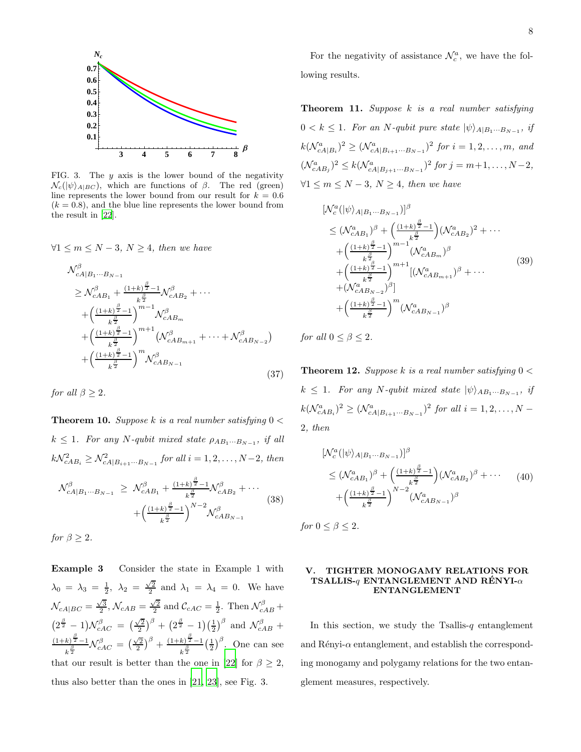$N_c$

0.7
0.6
0.5
0.4
0.3
0.2
0.1

3 4 5 6 7 8 $\beta$

FIG. 3. The $y$ axis is the lower bound of the negativity $\mathcal{N}_c(|\psi\rangle_{A|BC})$, which are functions of $\beta$. The red (green) line represents the lower bound from our result for $k = 0.6$ ($k = 0.8$), and the blue line represents the lower bound from the result in [22].

$\forall 1 \le m \le N-3$, $N \ge 4$, *then we have*

$$
\begin{aligned}
&\mathcal{N}^{\beta}_{cA|B_1\cdots B_{N-1}} \\
&\quad\ge \mathcal{N}^{\beta}_{cAB_1} + \tfrac{(1+k)^{\frac{\beta}{2}}-1}{k^{\frac{\beta}{2}}}\mathcal{N}^{\beta}_{cAB_2} + \cdots \\
&\quad\quad + \Big(\tfrac{(1+k)^{\frac{\beta}{2}}-1}{k^{\frac{\beta}{2}}}\Big)^{m-1}\mathcal{N}^{\beta}_{cAB_m} \\
&\quad\quad + \Big(\tfrac{(1+k)^{\frac{\beta}{2}}-1}{k^{\frac{\beta}{2}}}\Big)^{m+1}\big(\mathcal{N}^{\beta}_{cAB_{m+1}} + \cdots + \mathcal{N}^{\beta}_{cAB_{N-2}}\big) \\
&\quad\quad + \Big(\tfrac{(1+k)^{\frac{\beta}{2}}-1}{k^{\frac{\beta}{2}}}\Big)^{m}\mathcal{N}^{\beta}_{cAB_{N-1}}
\end{aligned}
\tag{37}
$$

*for all* $\beta \ge 2$.

**Theorem 10.** *Suppose $k$ is a real number satisfying $0 < k \le 1$. For any $N$-qubit mixed state $\rho_{AB_1\cdots B_{N-1}}$, if all $k\mathcal{N}^2_{cAB_i} \ge \mathcal{N}^2_{cA|B_{i+1}\cdots B_{N-1}}$ for all $i = 1, 2, \ldots, N-2$, then*

$$
\begin{aligned}
\mathcal{N}^{\beta}_{cA|B_1\cdots B_{N-1}} \;\ge\; &\mathcal{N}^{\beta}_{cAB_1} + \tfrac{(1+k)^{\frac{\beta}{2}}-1}{k^{\frac{\beta}{2}}}\mathcal{N}^{\beta}_{cAB_2} + \cdots \\
&+ \Big(\tfrac{(1+k)^{\frac{\beta}{2}}-1}{k^{\frac{\beta}{2}}}\Big)^{N-2}\mathcal{N}^{\beta}_{cAB_{N-1}}
\end{aligned}
\tag{38}
$$

*for* $\beta \ge 2$.

**Example 3** Consider the state in Example 1 with $\lambda_0 = \lambda_3 = \frac{1}{2}$, $\lambda_2 = \frac{\sqrt{2}}{2}$ and $\lambda_1 = \lambda_4 = 0$. We have $\mathcal{N}_{cA|BC} = \frac{\sqrt{3}}{2}$, $\mathcal{N}_{cAB} = \frac{\sqrt{2}}{2}$ and $\mathcal{C}_{cAC} = \frac{1}{2}$. Then $\mathcal{N}^{\beta}_{cAB} + \big(2^{\frac{\beta}{2}} - 1\big)\mathcal{N}^{\beta}_{cAC} = \big(\frac{\sqrt{2}}{2}\big)^{\beta} + \big(2^{\frac{\beta}{2}} - 1\big)\big(\frac{1}{2}\big)^{\beta}$ and $\mathcal{N}^{\beta}_{cAB} + \frac{(1+k)^{\frac{\beta}{2}}-1}{k^{\frac{\beta}{2}}}\mathcal{N}^{\beta}_{cAC} = \big(\frac{\sqrt{2}}{2}\big)^{\beta} + \frac{(1+k)^{\frac{\beta}{2}}-1}{k^{\frac{\beta}{2}}}\big(\frac{1}{2}\big)^{\beta}$. One can see that our result is better than the one in [22] for $\beta \ge 2$, thus also better than the ones in [21, 23], see Fig. 3.

For the negativity of assistance $\mathcal{N}^a_c$, we have the following results.

**Theorem 11.** *Suppose $k$ is a real number satisfying $0 < k \le 1$. For an $N$-qubit pure state $|\psi\rangle_{A|B_1\cdots B_{N-1}}$, if $k(\mathcal{N}^a_{cA|B_i})^2 \ge (\mathcal{N}^a_{cA|B_{i+1}\cdots B_{N-1}})^2$ for $i = 1, 2, \ldots, m$, and $(\mathcal{N}^a_{cAB_j})^2 \le k(\mathcal{N}^a_{cA|B_{j+1}\cdots B_{N-1}})^2$ for $j = m+1, \ldots, N-2$, $\forall 1 \le m \le N-3$, $N \ge 4$, then we have*

$$
\begin{aligned}
&[\mathcal{N}^a_c(|\psi\rangle_{A|B_1\cdots B_{N-1}})]^{\beta} \\
&\quad\le (\mathcal{N}^a_{cAB_1})^{\beta} + \Big(\tfrac{(1+k)^{\frac{\beta}{2}}-1}{k^{\frac{\beta}{2}}}\Big)(\mathcal{N}^a_{cAB_2})^2 + \cdots \\
&\quad\quad + \Big(\tfrac{(1+k)^{\frac{\beta}{2}}-1}{k^{\frac{\beta}{2}}}\Big)^{m-1}(\mathcal{N}^a_{cAB_m})^{\beta} \\
&\quad\quad + \Big(\tfrac{(1+k)^{\frac{\beta}{2}}-1}{k^{\frac{\beta}{2}}}\Big)^{m+1}[(\mathcal{N}^a_{cAB_{m+1}})^{\beta} + \cdots \\
&\quad\quad + (\mathcal{N}^a_{cAB_{N-2}})^{\beta}] \\
&\quad\quad + \Big(\tfrac{(1+k)^{\frac{\beta}{2}}-1}{k^{\frac{\beta}{2}}}\Big)^{m}(\mathcal{N}^a_{cAB_{N-1}})^{\beta}
\end{aligned}
\tag{39}
$$

*for all* $0 \le \beta \le 2$.

**Theorem 12.** *Suppose $k$ is a real number satisfying $0 < k \le 1$. For any $N$-qubit mixed state $|\psi\rangle_{AB_1\cdots B_{N-1}}$, if $k(\mathcal{N}^a_{cAB_i})^2 \ge (\mathcal{N}^a_{cA|B_{i+1}\cdots B_{N-1}})^2$ for all $i = 1, 2, \ldots, N-2$, then*

$$
\begin{aligned}
&[\mathcal{N}^a_c(|\psi\rangle_{A|B_1\cdots B_{N-1}})]^{\beta} \\
&\quad\le (\mathcal{N}^a_{cAB_1})^{\beta} + \Big(\tfrac{(1+k)^{\frac{\beta}{2}}-1}{k^{\frac{\beta}{2}}}\Big)(\mathcal{N}^a_{cAB_2})^{\beta} + \cdots \\
&\quad\quad + \Big(\tfrac{(1+k)^{\frac{\beta}{2}}-1}{k^{\frac{\beta}{2}}}\Big)^{N-2}(\mathcal{N}^a_{cAB_{N-1}})^{\beta}
\end{aligned}
\tag{40}
$$

*for* $0 \le \beta \le 2$.

## V. TIGHTER MONOGAMY RELATIONS FOR TSALLIS-$q$ ENTANGLEMENT AND RÉNYI-$\alpha$ ENTANGLEMENT

In this section, we study the Tsallis-$q$ entanglement and Rényi-$\alpha$ entanglement, and establish the corresponding monogamy and polygamy relations for the two entanglement measures, respectively.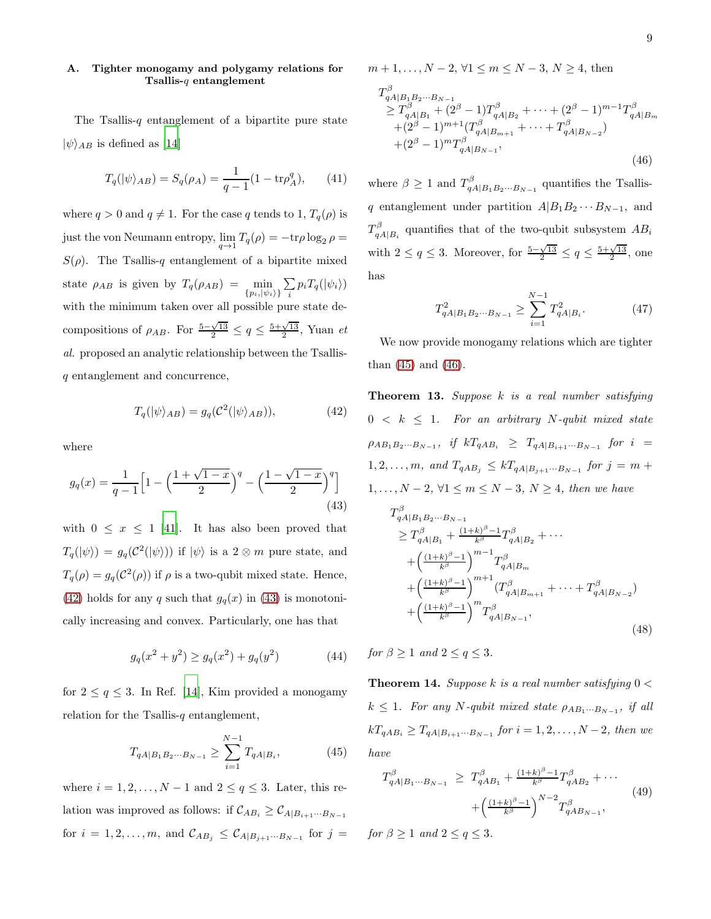### A. Tighter monogamy and polygamy relations for Tsallis-$q$ entanglement

The Tsallis-$q$ entanglement of a bipartite pure state $|\psi\rangle_{AB}$ is defined as [14]

$$T_q(|\psi\rangle_{AB}) = S_q(\rho_A) = \frac{1}{q-1}(1 - \mathrm{tr}\rho_A^q), \tag{41}$$

where $q > 0$ and $q \neq 1$. For the case $q$ tends to 1, $T_q(\rho)$ is just the von Neumann entropy, $\lim_{q\to 1} T_q(\rho) = -\mathrm{tr}\rho\log_2\rho = S(\rho)$. The Tsallis-$q$ entanglement of a bipartite mixed state $\rho_{AB}$ is given by $T_q(\rho_{AB}) = \min_{\{p_i,|\psi_i\rangle\}} \sum_i p_i T_q(|\psi_i\rangle)$ with the minimum taken over all possible pure state decompositions of $\rho_{AB}$. For $\frac{5-\sqrt{13}}{2} \le q \le \frac{5+\sqrt{13}}{2}$, Yuan *et al.* proposed an analytic relationship between the Tsallis-$q$ entanglement and concurrence,

$$T_q(|\psi\rangle_{AB}) = g_q(\mathcal{C}^2(|\psi\rangle_{AB})), \tag{42}$$

where

$$g_q(x) = \frac{1}{q-1}\Big[1 - \Big(\frac{1+\sqrt{1-x}}{2}\Big)^q - \Big(\frac{1-\sqrt{1-x}}{2}\Big)^q\Big] \tag{43}$$

with $0 \le x \le 1$ [41]. It has also been proved that $T_q(|\psi\rangle) = g_q(\mathcal{C}^2(|\psi\rangle))$ if $|\psi\rangle$ is a $2\otimes m$ pure state, and $T_q(\rho) = g_q(\mathcal{C}^2(\rho))$ if $\rho$ is a two-qubit mixed state. Hence, (42) holds for any $q$ such that $g_q(x)$ in (43) is monotonically increasing and convex. Particularly, one has that

$$g_q(x^2 + y^2) \ge g_q(x^2) + g_q(y^2) \tag{44}$$

for $2 \le q \le 3$. In Ref. [14], Kim provided a monogamy relation for the Tsallis-$q$ entanglement,

$$T_{qA|B_1B_2\cdots B_{N-1}} \ge \sum_{i=1}^{N-1} T_{qA|B_i}, \tag{45}$$

where $i = 1, 2, \ldots, N-1$ and $2 \le q \le 3$. Later, this relation was improved as follows: if $\mathcal{C}_{AB_i} \ge \mathcal{C}_{A|B_{i+1}\cdots B_{N-1}}$ for $i = 1, 2, \ldots, m$, and $\mathcal{C}_{AB_j} \le \mathcal{C}_{A|B_{j+1}\cdots B_{N-1}}$ for $j = m+1, \ldots, N-2$, $\forall 1 \le m \le N-3$, $N \ge 4$, then

$$\begin{aligned}
&T^\beta_{qA|B_1B_2\cdots B_{N-1}} \\
&\quad \ge T^\beta_{qA|B_1} + (2^\beta - 1)T^\beta_{qA|B_2} + \cdots + (2^\beta-1)^{m-1}T^\beta_{qA|B_m} \\
&\quad\quad + (2^\beta-1)^{m+1}(T^\beta_{qA|B_{m+1}} + \cdots + T^\beta_{qA|B_{N-2}}) \\
&\quad\quad + (2^\beta-1)^m T^\beta_{qA|B_{N-1}},
\end{aligned} \tag{46}$$

where $\beta \ge 1$ and $T^\beta_{qA|B_1B_2\cdots B_{N-1}}$ quantifies the Tsallis-$q$ entanglement under partition $A|B_1B_2\cdots B_{N-1}$, and $T^\beta_{qA|B_i}$ quantifies that of the two-qubit subsystem $AB_i$ with $2 \le q \le 3$. Moreover, for $\frac{5-\sqrt{13}}{2} \le q \le \frac{5+\sqrt{13}}{2}$, one has

$$T^2_{qA|B_1B_2\cdots B_{N-1}} \ge \sum_{i=1}^{N-1} T^2_{qA|B_i}. \tag{47}$$

We now provide monogamy relations which are tighter than (45) and (46).

**Theorem 13.** *Suppose $k$ is a real number satisfying $0 < k \le 1$. For an arbitrary $N$-qubit mixed state $\rho_{AB_1B_2\cdots B_{N-1}}$, if $kT_{qAB_i} \ge T_{qA|B_{i+1}\cdots B_{N-1}}$ for $i = 1, 2, \ldots, m$, and $T_{qAB_j} \le kT_{qA|B_{j+1}\cdots B_{N-1}}$ for $j = m+1, \ldots, N-2$, $\forall 1 \le m \le N-3$, $N \ge 4$, then we have*

$$\begin{aligned}
&T^\beta_{qA|B_1B_2\cdots B_{N-1}} \\
&\quad \ge T^\beta_{qA|B_1} + \tfrac{(1+k)^\beta-1}{k^\beta}T^\beta_{qA|B_2} + \cdots \\
&\quad\quad + \Big(\tfrac{(1+k)^\beta-1}{k^\beta}\Big)^{m-1} T^\beta_{qA|B_m} \\
&\quad\quad + \Big(\tfrac{(1+k)^\beta-1}{k^\beta}\Big)^{m+1} (T^\beta_{qA|B_{m+1}} + \cdots + T^\beta_{qA|B_{N-2}}) \\
&\quad\quad + \Big(\tfrac{(1+k)^\beta-1}{k^\beta}\Big)^{m} T^\beta_{qA|B_{N-1}},
\end{aligned} \tag{48}$$

*for $\beta \ge 1$ and $2 \le q \le 3$.*

**Theorem 14.** *Suppose $k$ is a real number satisfying $0 < k \le 1$. For any $N$-qubit mixed state $\rho_{AB_1\cdots B_{N-1}}$, if all $kT_{qAB_i} \ge T_{qA|B_{i+1}\cdots B_{N-1}}$ for $i = 1, 2, \ldots, N-2$, then we have*

$$\begin{aligned}
T^\beta_{qA|B_1\cdots B_{N-1}} \;\ge\; & T^\beta_{qAB_1} + \tfrac{(1+k)^\beta-1}{k^\beta}T^\beta_{qAB_2} + \cdots \\
& + \Big(\tfrac{(1+k)^\beta-1}{k^\beta}\Big)^{N-2} T^\beta_{qAB_{N-1}},
\end{aligned} \tag{49}$$

*for $\beta \ge 1$ and $2 \le q \le 3$.*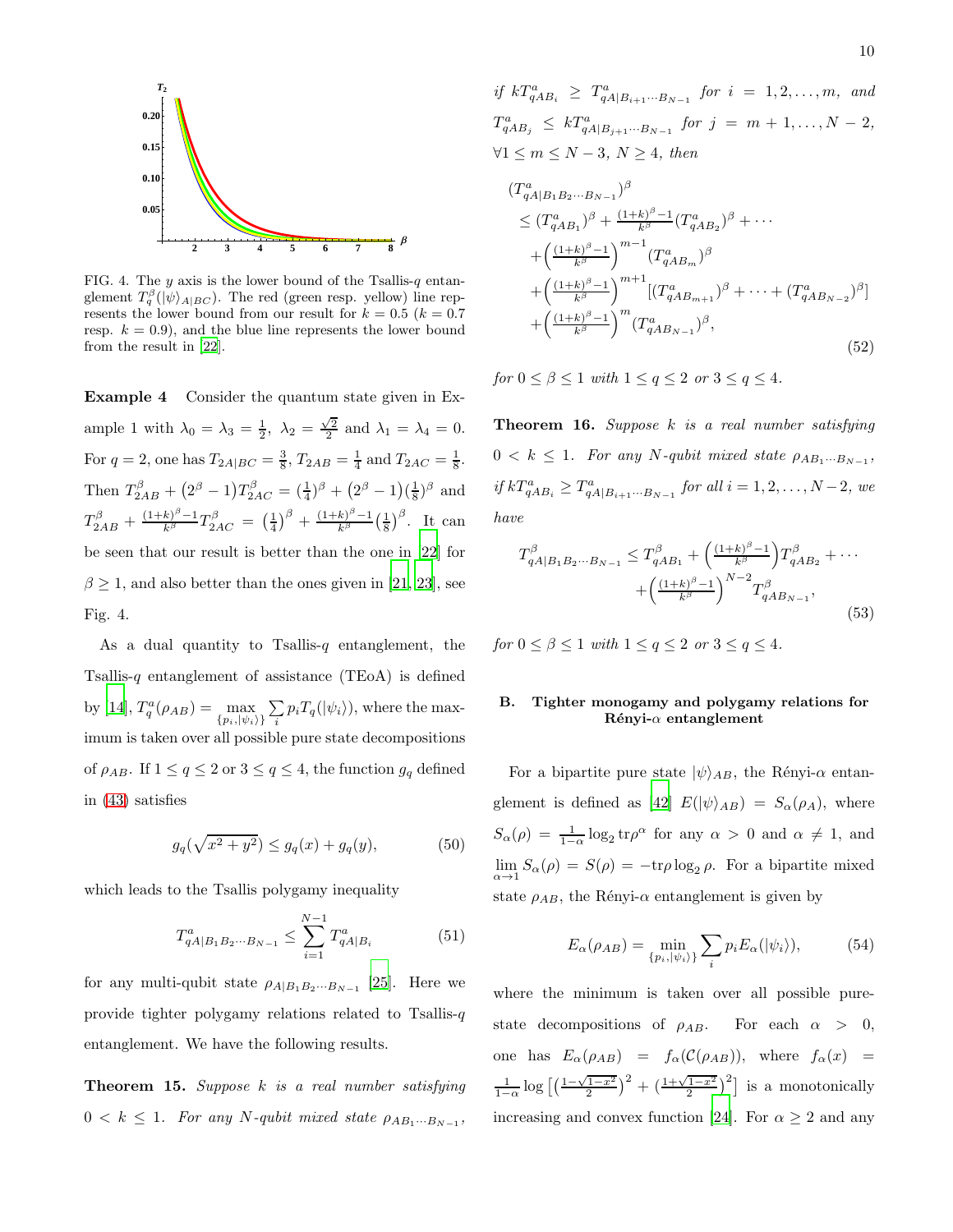T₂

0.20

0.15

0.10

0.05

2 3 4 5 6 7 8 β

FIG. 4. The $y$ axis is the lower bound of the Tsallis-$q$ entanglement $T_q^\beta(|\psi\rangle_{A|BC})$. The red (green resp. yellow) line represents the lower bound from our result for $k=0.5$ ($k=0.7$ resp. $k=0.9$), and the blue line represents the lower bound from the result in [22].

**Example 4** Consider the quantum state given in Example 1 with $\lambda_0=\lambda_3=\frac{1}{2}$, $\lambda_2=\frac{\sqrt{2}}{2}$ and $\lambda_1=\lambda_4=0$. For $q=2$, one has $T_{2A|BC}=\frac{3}{8}$, $T_{2AB}=\frac{1}{4}$ and $T_{2AC}=\frac{1}{8}$. Then $T_{2AB}^\beta+(2^\beta-1)T_{2AC}^\beta=(\frac{1}{4})^\beta+(2^\beta-1)(\frac{1}{8})^\beta$ and $T_{2AB}^\beta+\frac{(1+k)^\beta-1}{k^\beta}T_{2AC}^\beta=(\frac{1}{4})^\beta+\frac{(1+k)^\beta-1}{k^\beta}(\frac{1}{8})^\beta$. It can be seen that our result is better than the one in [22] for $\beta\geq 1$, and also better than the ones given in [21, 23], see Fig. 4.

As a dual quantity to Tsallis-$q$ entanglement, the Tsallis-$q$ entanglement of assistance (TEoA) is defined by [14], $T_q^a(\rho_{AB})=\max\limits_{\{p_i,|\psi_i\rangle\}}\sum_i p_iT_q(|\psi_i\rangle)$, where the maximum is taken over all possible pure state decompositions of $\rho_{AB}$. If $1\leq q\leq 2$ or $3\leq q\leq 4$, the function $g_q$ defined in (43) satisfies

$$g_q(\sqrt{x^2+y^2})\leq g_q(x)+g_q(y), \tag{50}$$

which leads to the Tsallis polygamy inequality

$$T^a_{qA|B_1B_2\cdots B_{N-1}}\leq\sum_{i=1}^{N-1}T^a_{qA|B_i} \tag{51}$$

for any multi-qubit state $\rho_{A|B_1B_2\cdots B_{N-1}}$ [25]. Here we provide tighter polygamy relations related to Tsallis-$q$ entanglement. We have the following results.

**Theorem 15.** *Suppose $k$ is a real number satisfying $0<k\leq 1$. For any $N$-qubit mixed state $\rho_{AB_1\cdots B_{N-1}}$, if $kT^a_{qAB_i}\geq T^a_{qA|B_{i+1}\cdots B_{N-1}}$ for $i=1,2,\ldots,m$, and $T^a_{qAB_j}\leq kT^a_{qA|B_{j+1}\cdots B_{N-1}}$ for $j=m+1,\ldots,N-2$, $\forall 1\leq m\leq N-3$, $N\geq 4$, then*

$$\begin{aligned}
&(T^a_{qA|B_1B_2\cdots B_{N-1}})^\beta\\
&\leq (T^a_{qAB_1})^\beta+\tfrac{(1+k)^\beta-1}{k^\beta}(T^a_{qAB_2})^\beta+\cdots\\
&\quad+\Big(\tfrac{(1+k)^\beta-1}{k^\beta}\Big)^{m-1}(T^a_{qAB_m})^\beta\\
&\quad+\Big(\tfrac{(1+k)^\beta-1}{k^\beta}\Big)^{m+1}[(T^a_{qAB_{m+1}})^\beta+\cdots+(T^a_{qAB_{N-2}})^\beta]\\
&\quad+\Big(\tfrac{(1+k)^\beta-1}{k^\beta}\Big)^{m}(T^a_{qAB_{N-1}})^\beta,
\end{aligned} \tag{52}$$

*for $0\leq\beta\leq 1$ with $1\leq q\leq 2$ or $3\leq q\leq 4$.*

**Theorem 16.** *Suppose $k$ is a real number satisfying $0<k\leq 1$. For any $N$-qubit mixed state $\rho_{AB_1\cdots B_{N-1}}$, if $kT^a_{qAB_i}\geq T^a_{qA|B_{i+1}\cdots B_{N-1}}$ for all $i=1,2,\ldots,N-2$, we have*

$$\begin{aligned}
T^\beta_{qA|B_1B_2\cdots B_{N-1}}&\leq T^\beta_{qAB_1}+\Big(\tfrac{(1+k)^\beta-1}{k^\beta}\Big)T^\beta_{qAB_2}+\cdots\\
&\quad+\Big(\tfrac{(1+k)^\beta-1}{k^\beta}\Big)^{N-2}T^\beta_{qAB_{N-1}},
\end{aligned} \tag{53}$$

*for $0\leq\beta\leq 1$ with $1\leq q\leq 2$ or $3\leq q\leq 4$.*

### B. Tighter monogamy and polygamy relations for Rényi-$\alpha$ entanglement

For a bipartite pure state $|\psi\rangle_{AB}$, the Rényi-$\alpha$ entanglement is defined as [42] $E(|\psi\rangle_{AB})=S_\alpha(\rho_A)$, where $S_\alpha(\rho)=\frac{1}{1-\alpha}\log_2\mathrm{tr}\rho^\alpha$ for any $\alpha>0$ and $\alpha\neq 1$, and $\lim\limits_{\alpha\to 1}S_\alpha(\rho)=S(\rho)=-\mathrm{tr}\rho\log_2\rho$. For a bipartite mixed state $\rho_{AB}$, the Rényi-$\alpha$ entanglement is given by

$$E_\alpha(\rho_{AB})=\min_{\{p_i,|\psi_i\rangle\}}\sum_i p_iE_\alpha(|\psi_i\rangle), \tag{54}$$

where the minimum is taken over all possible pure-state decompositions of $\rho_{AB}$. For each $\alpha>0$, one has $E_\alpha(\rho_{AB})=f_\alpha(\mathcal{C}(\rho_{AB}))$, where $f_\alpha(x)=\frac{1}{1-\alpha}\log\Big[\Big(\frac{1-\sqrt{1-x^2}}{2}\Big)^2+\Big(\frac{1+\sqrt{1-x^2}}{2}\Big)^2\Big]$ is a monotonically increasing and convex function [24]. For $\alpha\geq 2$ and any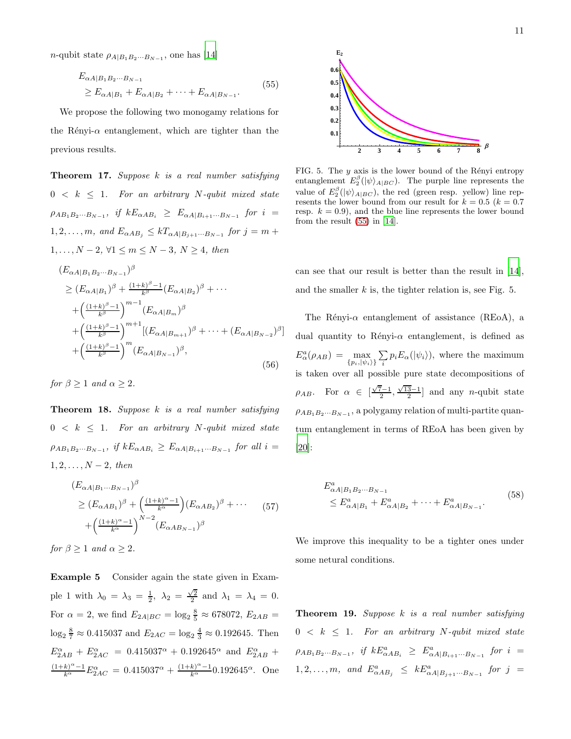$n$-qubit state $\rho_{A|B_1B_2\cdots B_{N-1}}$, one has [14]

$$
\begin{aligned}
&E_{\alpha A|B_1B_2\cdots B_{N-1}} \\
&\quad \geq E_{\alpha A|B_1} + E_{\alpha A|B_2} + \cdots + E_{\alpha A|B_{N-1}}.
\end{aligned} \tag{55}
$$

We propose the following two monogamy relations for the Rényi-$\alpha$ entanglement, which are tighter than the previous results.

**Theorem 17.** *Suppose $k$ is a real number satisfying $0 < k \leq 1$. For an arbitrary $N$-qubit mixed state $\rho_{AB_1B_2\cdots B_{N-1}}$, if $kE_{\alpha AB_i} \geq E_{\alpha A|B_{i+1}\cdots B_{N-1}}$ for $i = 1, 2, \ldots, m$, and $E_{\alpha AB_j} \leq kT_{\alpha A|B_{j+1}\cdots B_{N-1}}$ for $j = m+1, \ldots, N-2$, $\forall 1 \leq m \leq N-3$, $N \geq 4$, then*

$$
\begin{aligned}
&(E_{\alpha A|B_1B_2\cdots B_{N-1}})^\beta \\
&\geq (E_{\alpha A|B_1})^\beta + \tfrac{(1+k)^\beta - 1}{k^\beta}(E_{\alpha A|B_2})^\beta + \cdots \\
&\quad + \Big(\tfrac{(1+k)^\beta - 1}{k^\beta}\Big)^{m-1}(E_{\alpha A|B_m})^\beta \\
&\quad + \Big(\tfrac{(1+k)^\beta - 1}{k^\beta}\Big)^{m+1}[(E_{\alpha A|B_{m+1}})^\beta + \cdots + (E_{\alpha A|B_{N-2}})^\beta] \\
&\quad + \Big(\tfrac{(1+k)^\beta - 1}{k^\beta}\Big)^{m}(E_{\alpha A|B_{N-1}})^\beta,
\end{aligned} \tag{56}
$$

*for $\beta \geq 1$ and $\alpha \geq 2$.*

**Theorem 18.** *Suppose $k$ is a real number satisfying $0 < k \leq 1$. For an arbitrary $N$-qubit mixed state $\rho_{AB_1B_2\cdots B_{N-1}}$, if $kE_{\alpha AB_i} \geq E_{\alpha A|B_{i+1}\cdots B_{N-1}}$ for all $i = 1, 2, \ldots, N-2$, then*

$$
\begin{aligned}
&(E_{\alpha A|B_1\cdots B_{N-1}})^\beta \\
&\quad \geq (E_{\alpha AB_1})^\beta + \Big(\tfrac{(1+k)^\alpha - 1}{k^\alpha}\Big)(E_{\alpha AB_2})^\beta + \cdots \\
&\quad + \Big(\tfrac{(1+k)^\alpha - 1}{k^\alpha}\Big)^{N-2}(E_{\alpha AB_{N-1}})^\beta
\end{aligned} \tag{57}
$$

*for $\beta \geq 1$ and $\alpha \geq 2$.*

**Example 5** Consider again the state given in Example 1 with $\lambda_0 = \lambda_3 = \frac{1}{2}$, $\lambda_2 = \frac{\sqrt{2}}{2}$ and $\lambda_1 = \lambda_4 = 0$. For $\alpha = 2$, we find $E_{2A|BC} = \log_2 \frac{8}{5} \approx 678072$, $E_{2AB} = \log_2 \frac{8}{7} \approx 0.415037$ and $E_{2AC} = \log_2 \frac{4}{3} \approx 0.192645$. Then $E_{2AB}^\alpha + E_{2AC}^\alpha = 0.415037^\alpha + 0.192645^\alpha$ and $E_{2AB}^\alpha + \frac{(1+k)^\alpha - 1}{k^\alpha}E_{2AC}^\alpha = 0.415037^\alpha + \frac{(1+k)^\alpha - 1}{k^\alpha}0.192645^\alpha$. One can see that our result is better than the result in [14], and the smaller $k$ is, the tighter relation is, see Fig. 5.

E2
0.6
0.5
0.4
0.3
0.2
0.1
2 3 4 5 6 7 8 β

FIG. 5. The $y$ axis is the lower bound of the Rényi entropy entanglement $E_2^\beta(|\psi\rangle_{A|BC})$. The purple line represents the value of $E_2^\beta(|\psi\rangle_{A|BC})$, the red (green resp. yellow) line represents the lower bound from our result for $k = 0.5$ ($k = 0.7$ resp. $k = 0.9$), and the blue line represents the lower bound from the result (55) in [14].

The Rényi-$\alpha$ entanglement of assistance (REoA), a dual quantity to Rényi-$\alpha$ entanglement, is defined as $E_\alpha^a(\rho_{AB}) = \max_{\{p_i, |\psi_i\rangle\}} \sum_i p_i E_\alpha(|\psi_i\rangle)$, where the maximum is taken over all possible pure state decompositions of $\rho_{AB}$. For $\alpha \in [\frac{\sqrt{7}-1}{2}, \frac{\sqrt{13}-1}{2}]$ and any $n$-qubit state $\rho_{AB_1B_2\cdots B_{N-1}}$, a polygamy relation of multi-partite quantum entanglement in terms of REoA has been given by [20]:

$$
\begin{aligned}
&E^a_{\alpha A|B_1B_2\cdots B_{N-1}} \\
&\quad \leq E^a_{\alpha A|B_1} + E^a_{\alpha A|B_2} + \cdots + E^a_{\alpha A|B_{N-1}}.
\end{aligned} \tag{58}
$$

We improve this inequality to be a tighter ones under some netural conditions.

**Theorem 19.** *Suppose $k$ is a real number satisfying $0 < k \leq 1$. For an arbitrary $N$-qubit mixed state $\rho_{AB_1B_2\cdots B_{N-1}}$, if $kE^a_{\alpha AB_i} \geq E^a_{\alpha A|B_{i+1}\cdots B_{N-1}}$ for $i = 1, 2, \ldots, m$, and $E^a_{\alpha AB_j} \leq kE^a_{\alpha A|B_{j+1}\cdots B_{N-1}}$ for $j =$*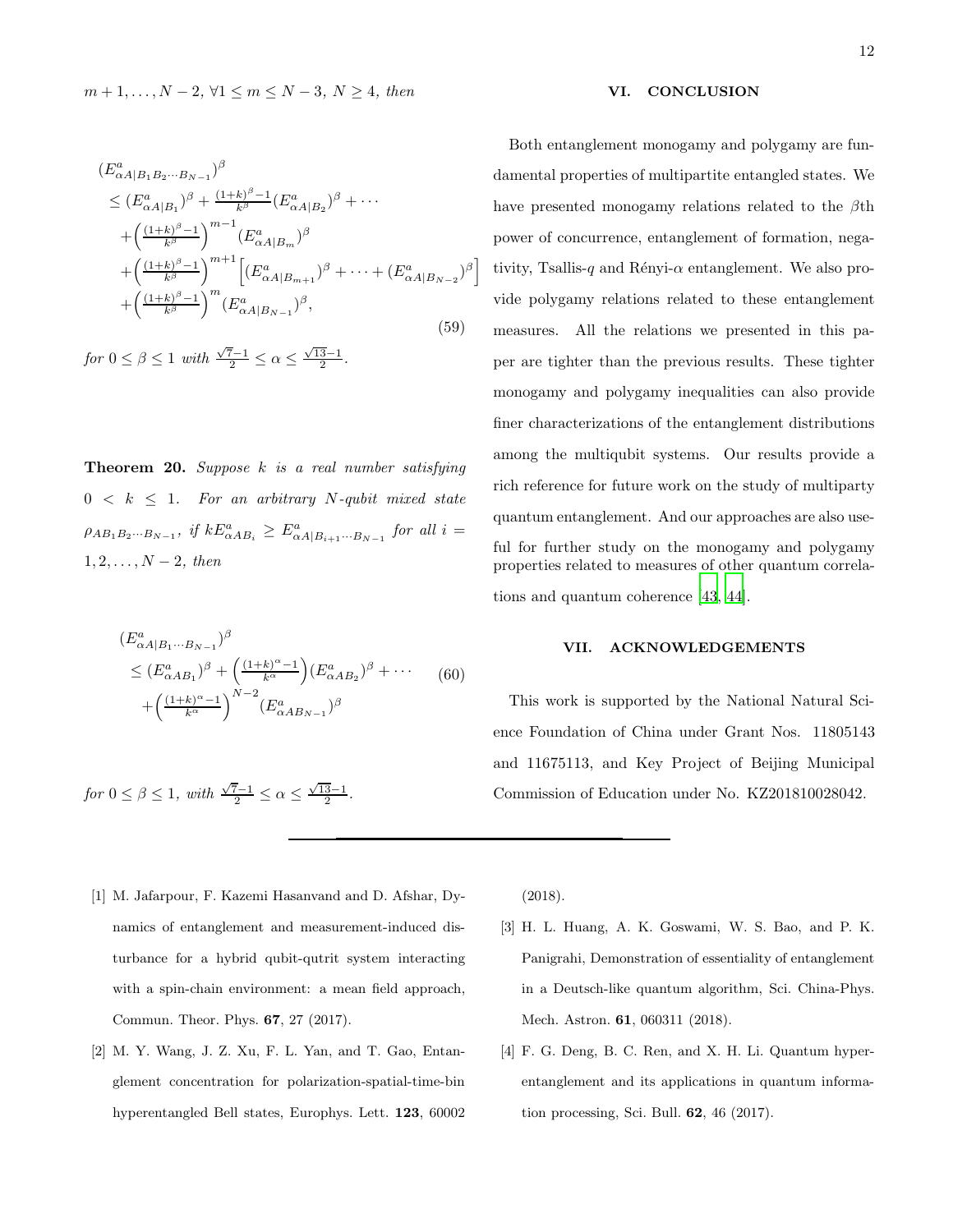$m+1,\ldots,N-2$, $\forall 1\leq m\leq N-3$, $N\geq 4$, *then*

$$
\begin{aligned}
&(E^a_{\alpha A|B_1B_2\cdots B_{N-1}})^\beta \\
&\leq (E^a_{\alpha A|B_1})^\beta + \tfrac{(1+k)^\beta-1}{k^\beta}(E^a_{\alpha A|B_2})^\beta + \cdots \\
&\quad + \Big(\tfrac{(1+k)^\beta-1}{k^\beta}\Big)^{m-1}(E^a_{\alpha A|B_m})^\beta \\
&\quad + \Big(\tfrac{(1+k)^\beta-1}{k^\beta}\Big)^{m+1}\Big[(E^a_{\alpha A|B_{m+1}})^\beta + \cdots + (E^a_{\alpha A|B_{N-2}})^\beta\Big] \\
&\quad + \Big(\tfrac{(1+k)^\beta-1}{k^\beta}\Big)^{m}(E^a_{\alpha A|B_{N-1}})^\beta,
\end{aligned}
\tag{59}
$$

*for* $0\leq\beta\leq 1$ *with* $\frac{\sqrt{7}-1}{2}\leq\alpha\leq\frac{\sqrt{13}-1}{2}$.

**Theorem 20.** *Suppose $k$ is a real number satisfying $0<k\leq 1$. For an arbitrary $N$-qubit mixed state $\rho_{AB_1B_2\cdots B_{N-1}}$, if $kE^a_{\alpha AB_i}\geq E^a_{\alpha A|B_{i+1}\cdots B_{N-1}}$ for all $i=1,2,\ldots,N-2$, then*

$$
\begin{aligned}
&(E^a_{\alpha A|B_1\cdots B_{N-1}})^\beta \\
&\leq (E^a_{\alpha AB_1})^\beta + \Big(\tfrac{(1+k)^\alpha-1}{k^\alpha}\Big)(E^a_{\alpha AB_2})^\beta + \cdots \\
&\quad + \Big(\tfrac{(1+k)^\alpha-1}{k^\alpha}\Big)^{N-2}(E^a_{\alpha AB_{N-1}})^\beta
\end{aligned}
\tag{60}
$$

*for* $0\leq\beta\leq 1$, *with* $\frac{\sqrt{7}-1}{2}\leq\alpha\leq\frac{\sqrt{13}-1}{2}$.

## VI. CONCLUSION

Both entanglement monogamy and polygamy are fundamental properties of multipartite entangled states. We have presented monogamy relations related to the $\beta$th power of concurrence, entanglement of formation, negativity, Tsallis-$q$ and Rényi-$\alpha$ entanglement. We also provide polygamy relations related to these entanglement measures. All the relations we presented in this paper are tighter than the previous results. These tighter monogamy and polygamy inequalities can also provide finer characterizations of the entanglement distributions among the multiqubit systems. Our results provide a rich reference for future work on the study of multiparty quantum entanglement. And our approaches are also useful for further study on the monogamy and polygamy properties related to measures of other quantum correlations and quantum coherence [43, 44].

## VII. ACKNOWLEDGEMENTS

This work is supported by the National Natural Science Foundation of China under Grant Nos. 11805143 and 11675113, and Key Project of Beijing Municipal Commission of Education under No. KZ201810028042.

---

[1] M. Jafarpour, F. Kazemi Hasanvand and D. Afshar, Dynamics of entanglement and measurement-induced disturbance for a hybrid qubit-qutrit system interacting with a spin-chain environment: a mean field approach, Commun. Theor. Phys. **67**, 27 (2017).

[2] M. Y. Wang, J. Z. Xu, F. L. Yan, and T. Gao, Entanglement concentration for polarization-spatial-time-bin hyperentangled Bell states, Europhys. Lett. **123**, 60002 (2018).

[3] H. L. Huang, A. K. Goswami, W. S. Bao, and P. K. Panigrahi, Demonstration of essentiality of entanglement in a Deutsch-like quantum algorithm, Sci. China-Phys. Mech. Astron. **61**, 060311 (2018).

[4] F. G. Deng, B. C. Ren, and X. H. Li. Quantum hyperentanglement and its applications in quantum information processing, Sci. Bull. **62**, 46 (2017).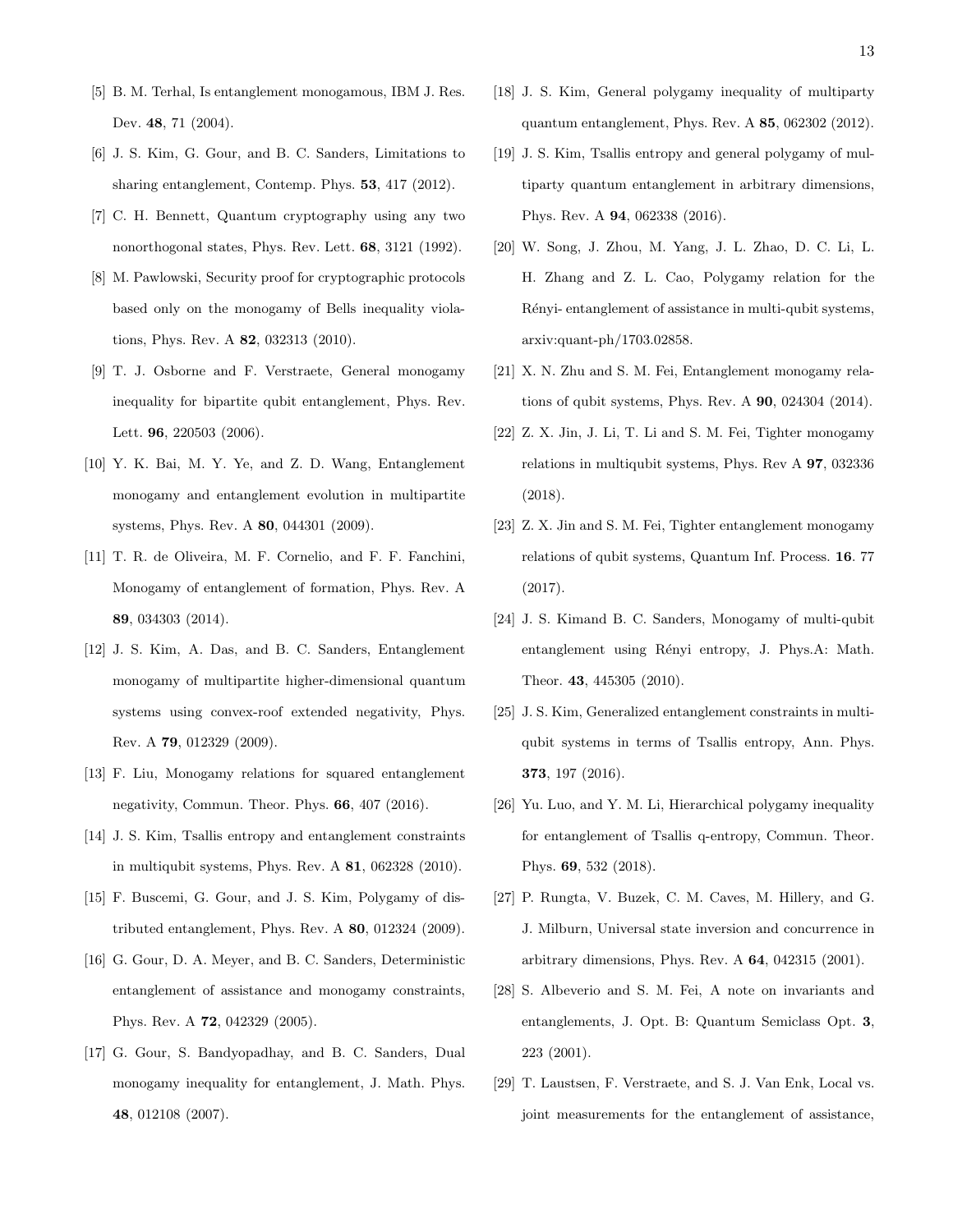[5] B. M. Terhal, Is entanglement monogamous, IBM J. Res. Dev. **48**, 71 (2004).

[6] J. S. Kim, G. Gour, and B. C. Sanders, Limitations to sharing entanglement, Contemp. Phys. **53**, 417 (2012).

[7] C. H. Bennett, Quantum cryptography using any two nonorthogonal states, Phys. Rev. Lett. **68**, 3121 (1992).

[8] M. Pawlowski, Security proof for cryptographic protocols based only on the monogamy of Bells inequality violations, Phys. Rev. A **82**, 032313 (2010).

[9] T. J. Osborne and F. Verstraete, General monogamy inequality for bipartite qubit entanglement, Phys. Rev. Lett. **96**, 220503 (2006).

[10] Y. K. Bai, M. Y. Ye, and Z. D. Wang, Entanglement monogamy and entanglement evolution in multipartite systems, Phys. Rev. A **80**, 044301 (2009).

[11] T. R. de Oliveira, M. F. Cornelio, and F. F. Fanchini, Monogamy of entanglement of formation, Phys. Rev. A **89**, 034303 (2014).

[12] J. S. Kim, A. Das, and B. C. Sanders, Entanglement monogamy of multipartite higher-dimensional quantum systems using convex-roof extended negativity, Phys. Rev. A **79**, 012329 (2009).

[13] F. Liu, Monogamy relations for squared entanglement negativity, Commun. Theor. Phys. **66**, 407 (2016).

[14] J. S. Kim, Tsallis entropy and entanglement constraints in multiqubit systems, Phys. Rev. A **81**, 062328 (2010).

[15] F. Buscemi, G. Gour, and J. S. Kim, Polygamy of distributed entanglement, Phys. Rev. A **80**, 012324 (2009).

[16] G. Gour, D. A. Meyer, and B. C. Sanders, Deterministic entanglement of assistance and monogamy constraints, Phys. Rev. A **72**, 042329 (2005).

[17] G. Gour, S. Bandyopadhay, and B. C. Sanders, Dual monogamy inequality for entanglement, J. Math. Phys. **48**, 012108 (2007).

[18] J. S. Kim, General polygamy inequality of multiparty quantum entanglement, Phys. Rev. A **85**, 062302 (2012).

[19] J. S. Kim, Tsallis entropy and general polygamy of multiparty quantum entanglement in arbitrary dimensions, Phys. Rev. A **94**, 062338 (2016).

[20] W. Song, J. Zhou, M. Yang, J. L. Zhao, D. C. Li, L. H. Zhang and Z. L. Cao, Polygamy relation for the Rényi- entanglement of assistance in multi-qubit systems, arxiv:quant-ph/1703.02858.

[21] X. N. Zhu and S. M. Fei, Entanglement monogamy relations of qubit systems, Phys. Rev. A **90**, 024304 (2014).

[22] Z. X. Jin, J. Li, T. Li and S. M. Fei, Tighter monogamy relations in multiqubit systems, Phys. Rev A **97**, 032336 (2018).

[23] Z. X. Jin and S. M. Fei, Tighter entanglement monogamy relations of qubit systems, Quantum Inf. Process. **16**. 77 (2017).

[24] J. S. Kimand B. C. Sanders, Monogamy of multi-qubit entanglement using Rényi entropy, J. Phys.A: Math. Theor. **43**, 445305 (2010).

[25] J. S. Kim, Generalized entanglement constraints in multi-qubit systems in terms of Tsallis entropy, Ann. Phys. **373**, 197 (2016).

[26] Yu. Luo, and Y. M. Li, Hierarchical polygamy inequality for entanglement of Tsallis q-entropy, Commun. Theor. Phys. **69**, 532 (2018).

[27] P. Rungta, V. Buzek, C. M. Caves, M. Hillery, and G. J. Milburn, Universal state inversion and concurrence in arbitrary dimensions, Phys. Rev. A **64**, 042315 (2001).

[28] S. Albeverio and S. M. Fei, A note on invariants and entanglements, J. Opt. B: Quantum Semiclass Opt. **3**, 223 (2001).

[29] T. Laustsen, F. Verstraete, and S. J. Van Enk, Local vs. joint measurements for the entanglement of assistance,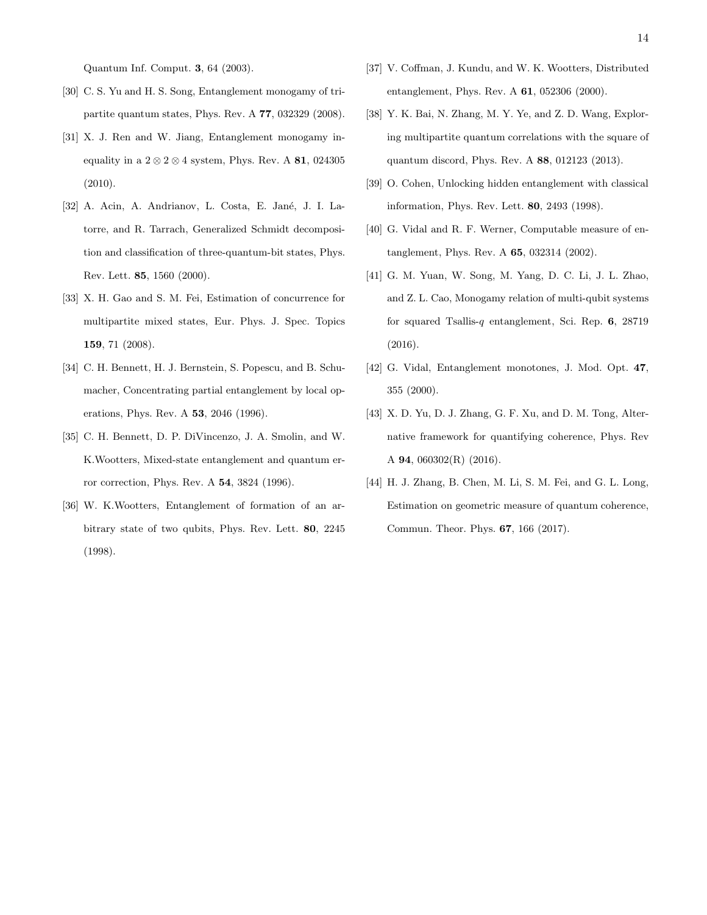Quantum Inf. Comput. **3**, 64 (2003).

[30] C. S. Yu and H. S. Song, Entanglement monogamy of tripartite quantum states, Phys. Rev. A **77**, 032329 (2008).

[31] X. J. Ren and W. Jiang, Entanglement monogamy inequality in a $2 \otimes 2 \otimes 4$ system, Phys. Rev. A **81**, 024305 (2010).

[32] A. Acin, A. Andrianov, L. Costa, E. Jané, J. I. Latorre, and R. Tarrach, Generalized Schmidt decomposition and classification of three-quantum-bit states, Phys. Rev. Lett. **85**, 1560 (2000).

[33] X. H. Gao and S. M. Fei, Estimation of concurrence for multipartite mixed states, Eur. Phys. J. Spec. Topics **159**, 71 (2008).

[34] C. H. Bennett, H. J. Bernstein, S. Popescu, and B. Schumacher, Concentrating partial entanglement by local operations, Phys. Rev. A **53**, 2046 (1996).

[35] C. H. Bennett, D. P. DiVincenzo, J. A. Smolin, and W. K.Wootters, Mixed-state entanglement and quantum error correction, Phys. Rev. A **54**, 3824 (1996).

[36] W. K.Wootters, Entanglement of formation of an arbitrary state of two qubits, Phys. Rev. Lett. **80**, 2245 (1998).

[37] V. Coffman, J. Kundu, and W. K. Wootters, Distributed entanglement, Phys. Rev. A **61**, 052306 (2000).

[38] Y. K. Bai, N. Zhang, M. Y. Ye, and Z. D. Wang, Exploring multipartite quantum correlations with the square of quantum discord, Phys. Rev. A **88**, 012123 (2013).

[39] O. Cohen, Unlocking hidden entanglement with classical information, Phys. Rev. Lett. **80**, 2493 (1998).

[40] G. Vidal and R. F. Werner, Computable measure of entanglement, Phys. Rev. A **65**, 032314 (2002).

[41] G. M. Yuan, W. Song, M. Yang, D. C. Li, J. L. Zhao, and Z. L. Cao, Monogamy relation of multi-qubit systems for squared Tsallis-$q$ entanglement, Sci. Rep. **6**, 28719 (2016).

[42] G. Vidal, Entanglement monotones, J. Mod. Opt. **47**, 355 (2000).

[43] X. D. Yu, D. J. Zhang, G. F. Xu, and D. M. Tong, Alternative framework for quantifying coherence, Phys. Rev A **94**, 060302(R) (2016).

[44] H. J. Zhang, B. Chen, M. Li, S. M. Fei, and G. L. Long, Estimation on geometric measure of quantum coherence, Commun. Theor. Phys. **67**, 166 (2017).